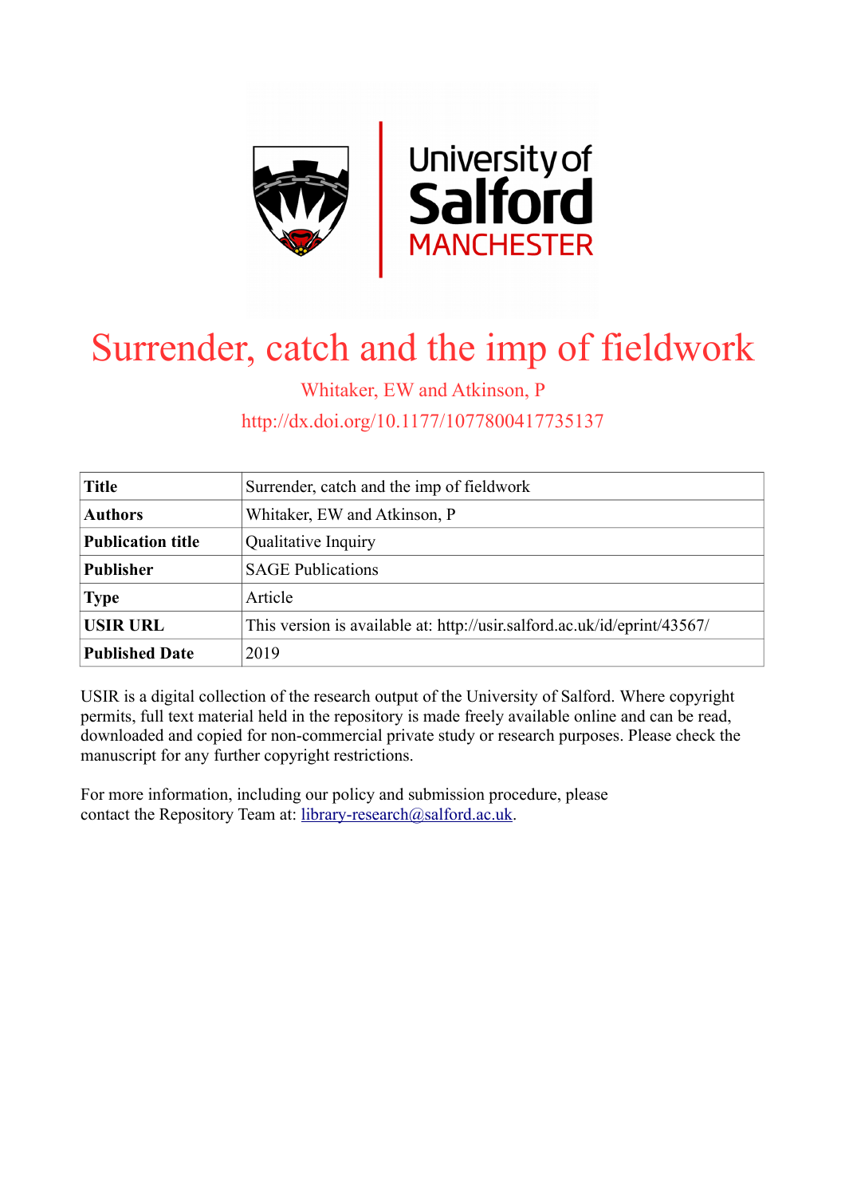# Surrender, catch and the imp of fieldwork

Whitaker, EW and Atkinson, P

http://dx.doi.org/10.1177/1077800417735137

| **Title** | Surrender, catch and the imp of fieldwork |
|---|---|
| **Authors** | Whitaker, EW and Atkinson, P |
| **Publication title** | Qualitative Inquiry |
| **Publisher** | SAGE Publications |
| **Type** | Article |
| **USIR URL** | This version is available at: http://usir.salford.ac.uk/id/eprint/43567/ |
| **Published Date** | 2019 |

USIR is a digital collection of the research output of the University of Salford. Where copyright permits, full text material held in the repository is made freely available online and can be read, downloaded and copied for non-commercial private study or research purposes. Please check the manuscript for any further copyright restrictions.

For more information, including our policy and submission procedure, please contact the Repository Team at: library-research@salford.ac.uk.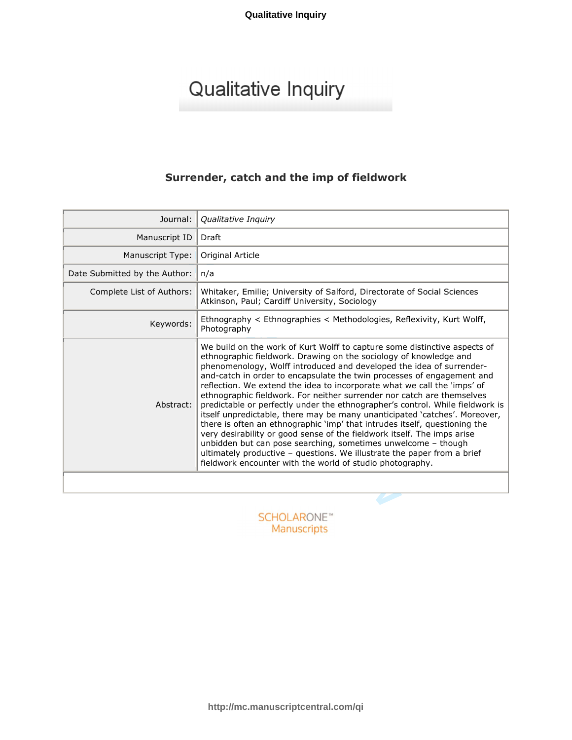# Qualitative Inquiry

## Surrender, catch and the imp of fieldwork

| | |
|---|---|
| Journal: | *Qualitative Inquiry* |
| Manuscript ID | Draft |
| Manuscript Type: | Original Article |
| Date Submitted by the Author: | n/a |
| Complete List of Authors: | Whitaker, Emilie; University of Salford, Directorate of Social Sciences<br>Atkinson, Paul; Cardiff University, Sociology |
| Keywords: | Ethnography < Ethnographies < Methodologies, Reflexivity, Kurt Wolff, Photography |
| Abstract: | We build on the work of Kurt Wolff to capture some distinctive aspects of ethnographic fieldwork. Drawing on the sociology of knowledge and phenomenology, Wolff introduced and developed the idea of surrender-and-catch in order to encapsulate the twin processes of engagement and reflection. We extend the idea to incorporate what we call the 'imps' of ethnographic fieldwork. For neither surrender nor catch are themselves predictable or perfectly under the ethnographer's control. While fieldwork is itself unpredictable, there may be many unanticipated 'catches'. Moreover, there is often an ethnographic 'imp' that intrudes itself, questioning the very desirability or good sense of the fieldwork itself. The imps arise unbidden but can pose searching, sometimes unwelcome – though ultimately productive – questions. We illustrate the paper from a brief fieldwork encounter with the world of studio photography. |

SCHOLARONE™ Manuscripts

http://mc.manuscriptcentral.com/qi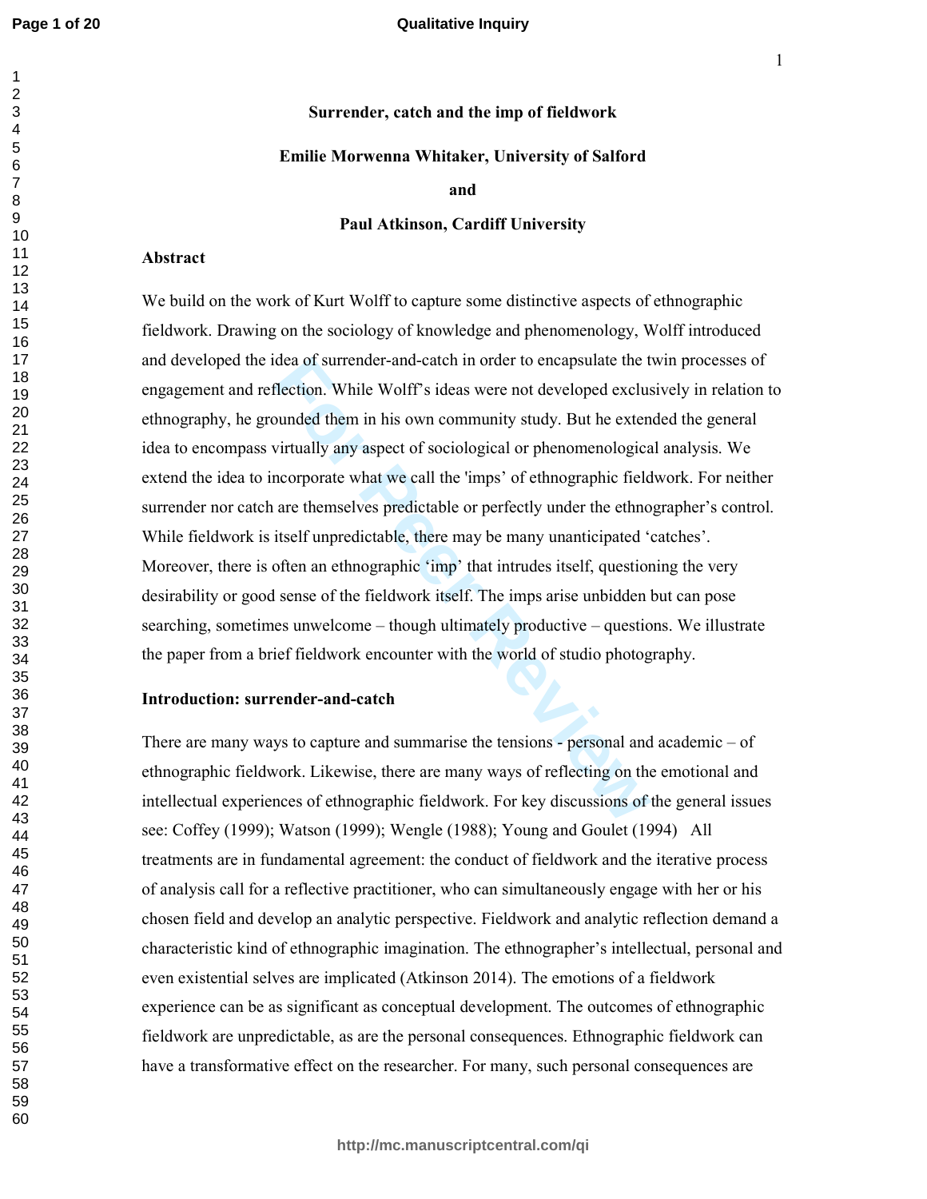**Surrender, catch and the imp of fieldwork**

**Emilie Morwenna Whitaker, University of Salford**

**and**

**Paul Atkinson, Cardiff University**

**Abstract**

We build on the work of Kurt Wolff to capture some distinctive aspects of ethnographic fieldwork. Drawing on the sociology of knowledge and phenomenology, Wolff introduced and developed the idea of surrender-and-catch in order to encapsulate the twin processes of engagement and reflection. While Wolff's ideas were not developed exclusively in relation to ethnography, he grounded them in his own community study. But he extended the general idea to encompass virtually any aspect of sociological or phenomenological analysis. We extend the idea to incorporate what we call the 'imps' of ethnographic fieldwork. For neither surrender nor catch are themselves predictable or perfectly under the ethnographer's control. While fieldwork is itself unpredictable, there may be many unanticipated 'catches'. Moreover, there is often an ethnographic 'imp' that intrudes itself, questioning the very desirability or good sense of the fieldwork itself. The imps arise unbidden but can pose searching, sometimes unwelcome – though ultimately productive – questions. We illustrate the paper from a brief fieldwork encounter with the world of studio photography.

**Introduction: surrender-and-catch**

There are many ways to capture and summarise the tensions - personal and academic – of ethnographic fieldwork. Likewise, there are many ways of reflecting on the emotional and intellectual experiences of ethnographic fieldwork. For key discussions of the general issues see: Coffey (1999); Watson (1999); Wengle (1988); Young and Goulet (1994) All treatments are in fundamental agreement: the conduct of fieldwork and the iterative process of analysis call for a reflective practitioner, who can simultaneously engage with her or his chosen field and develop an analytic perspective. Fieldwork and analytic reflection demand a characteristic kind of ethnographic imagination. The ethnographer's intellectual, personal and even existential selves are implicated (Atkinson 2014). The emotions of a fieldwork experience can be as significant as conceptual development. The outcomes of ethnographic fieldwork are unpredictable, as are the personal consequences. Ethnographic fieldwork can have a transformative effect on the researcher. For many, such personal consequences are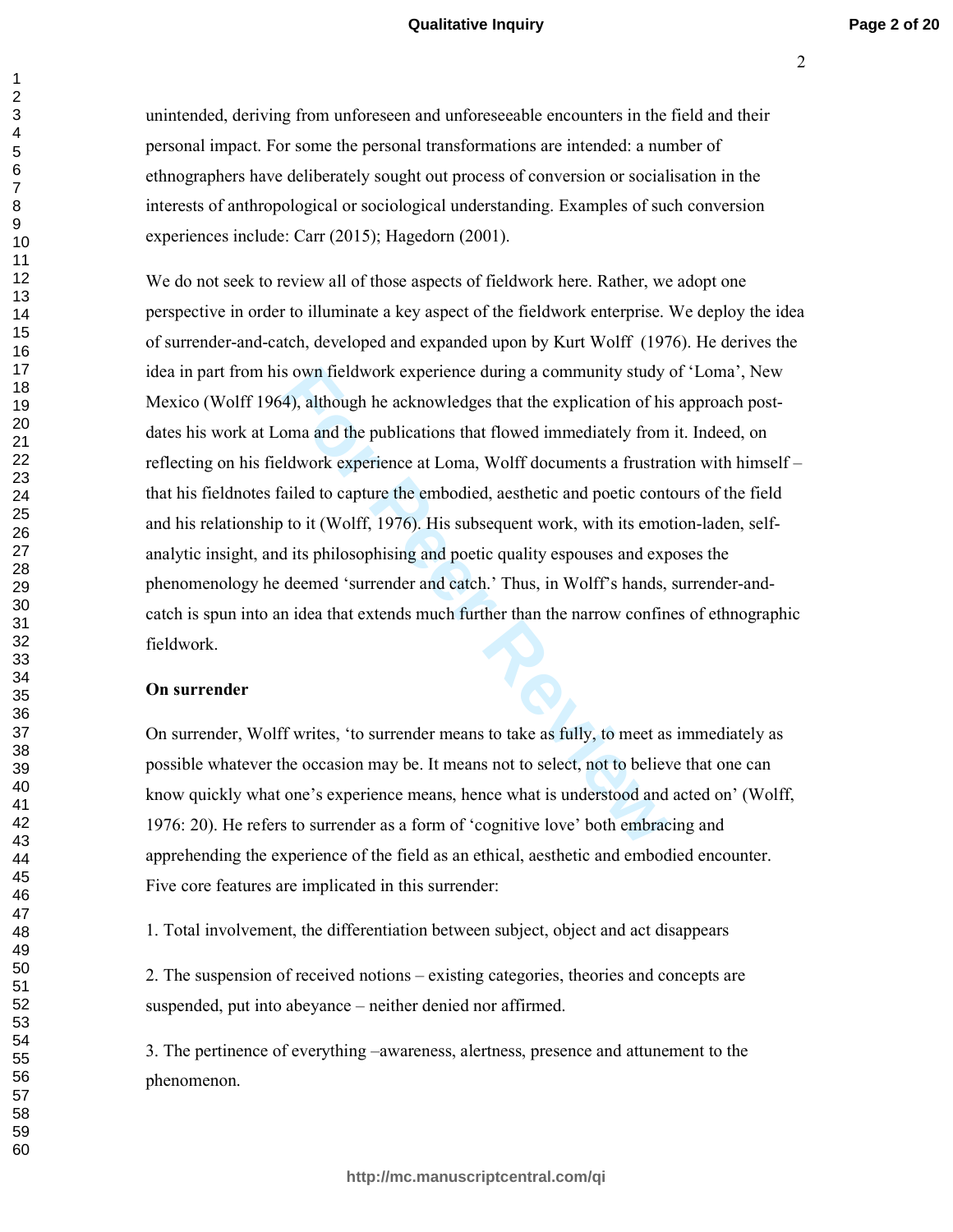unintended, deriving from unforeseen and unforeseeable encounters in the field and their personal impact. For some the personal transformations are intended: a number of ethnographers have deliberately sought out process of conversion or socialisation in the interests of anthropological or sociological understanding. Examples of such conversion experiences include: Carr (2015); Hagedorn (2001).

We do not seek to review all of those aspects of fieldwork here. Rather, we adopt one perspective in order to illuminate a key aspect of the fieldwork enterprise. We deploy the idea of surrender-and-catch, developed and expanded upon by Kurt Wolff (1976). He derives the idea in part from his own fieldwork experience during a community study of 'Loma', New Mexico (Wolff 1964), although he acknowledges that the explication of his approach post-dates his work at Loma and the publications that flowed immediately from it. Indeed, on reflecting on his fieldwork experience at Loma, Wolff documents a frustration with himself – that his fieldnotes failed to capture the embodied, aesthetic and poetic contours of the field and his relationship to it (Wolff, 1976). His subsequent work, with its emotion-laden, self-analytic insight, and its philosophising and poetic quality espouses and exposes the phenomenology he deemed 'surrender and catch.' Thus, in Wolff's hands, surrender-and-catch is spun into an idea that extends much further than the narrow confines of ethnographic fieldwork.

**On surrender**

On surrender, Wolff writes, 'to surrender means to take as fully, to meet as immediately as possible whatever the occasion may be. It means not to select, not to believe that one can know quickly what one's experience means, hence what is understood and acted on' (Wolff, 1976: 20). He refers to surrender as a form of 'cognitive love' both embracing and apprehending the experience of the field as an ethical, aesthetic and embodied encounter. Five core features are implicated in this surrender:

1. Total involvement, the differentiation between subject, object and act disappears

2. The suspension of received notions – existing categories, theories and concepts are suspended, put into abeyance – neither denied nor affirmed.

3. The pertinence of everything –awareness, alertness, presence and attunement to the phenomenon.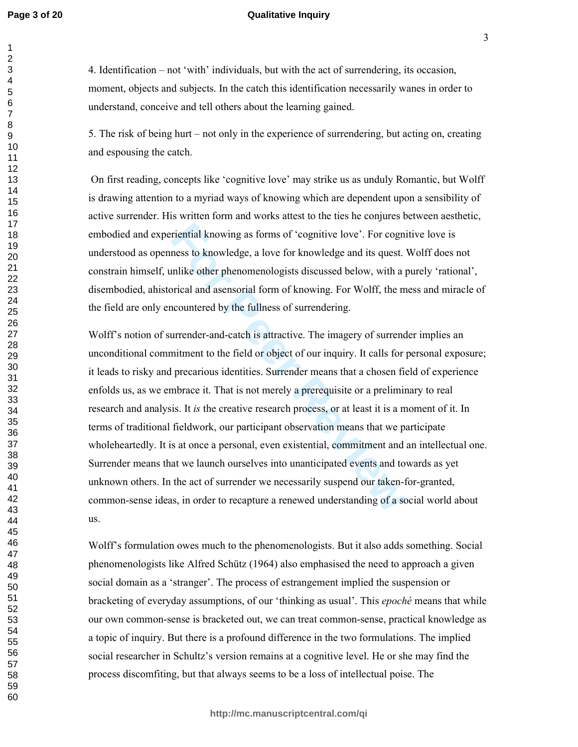4. Identification – not 'with' individuals, but with the act of surrendering, its occasion, moment, objects and subjects. In the catch this identification necessarily wanes in order to understand, conceive and tell others about the learning gained.

5. The risk of being hurt – not only in the experience of surrendering, but acting on, creating and espousing the catch.

On first reading, concepts like 'cognitive love' may strike us as unduly Romantic, but Wolff is drawing attention to a myriad ways of knowing which are dependent upon a sensibility of active surrender. His written form and works attest to the ties he conjures between aesthetic, embodied and experiential knowing as forms of 'cognitive love'. For cognitive love is understood as openness to knowledge, a love for knowledge and its quest. Wolff does not constrain himself, unlike other phenomenologists discussed below, with a purely 'rational', disembodied, ahistorical and asensorial form of knowing. For Wolff, the mess and miracle of the field are only encountered by the fullness of surrendering.

Wolff's notion of surrender-and-catch is attractive. The imagery of surrender implies an unconditional commitment to the field or object of our inquiry. It calls for personal exposure; it leads to risky and precarious identities. Surrender means that a chosen field of experience enfolds us, as we embrace it. That is not merely a prerequisite or a preliminary to real research and analysis. It *is* the creative research process, or at least it is a moment of it. In terms of traditional fieldwork, our participant observation means that we participate wholeheartedly. It is at once a personal, even existential, commitment and an intellectual one. Surrender means that we launch ourselves into unanticipated events and towards as yet unknown others. In the act of surrender we necessarily suspend our taken-for-granted, common-sense ideas, in order to recapture a renewed understanding of a social world about us.

Wolff's formulation owes much to the phenomenologists. But it also adds something. Social phenomenologists like Alfred Schütz (1964) also emphasised the need to approach a given social domain as a 'stranger'. The process of estrangement implied the suspension or bracketing of everyday assumptions, of our 'thinking as usual'. This *epoché* means that while our own common-sense is bracketed out, we can treat common-sense, practical knowledge as a topic of inquiry. But there is a profound difference in the two formulations. The implied social researcher in Schultz's version remains at a cognitive level. He or she may find the process discomfiting, but that always seems to be a loss of intellectual poise. The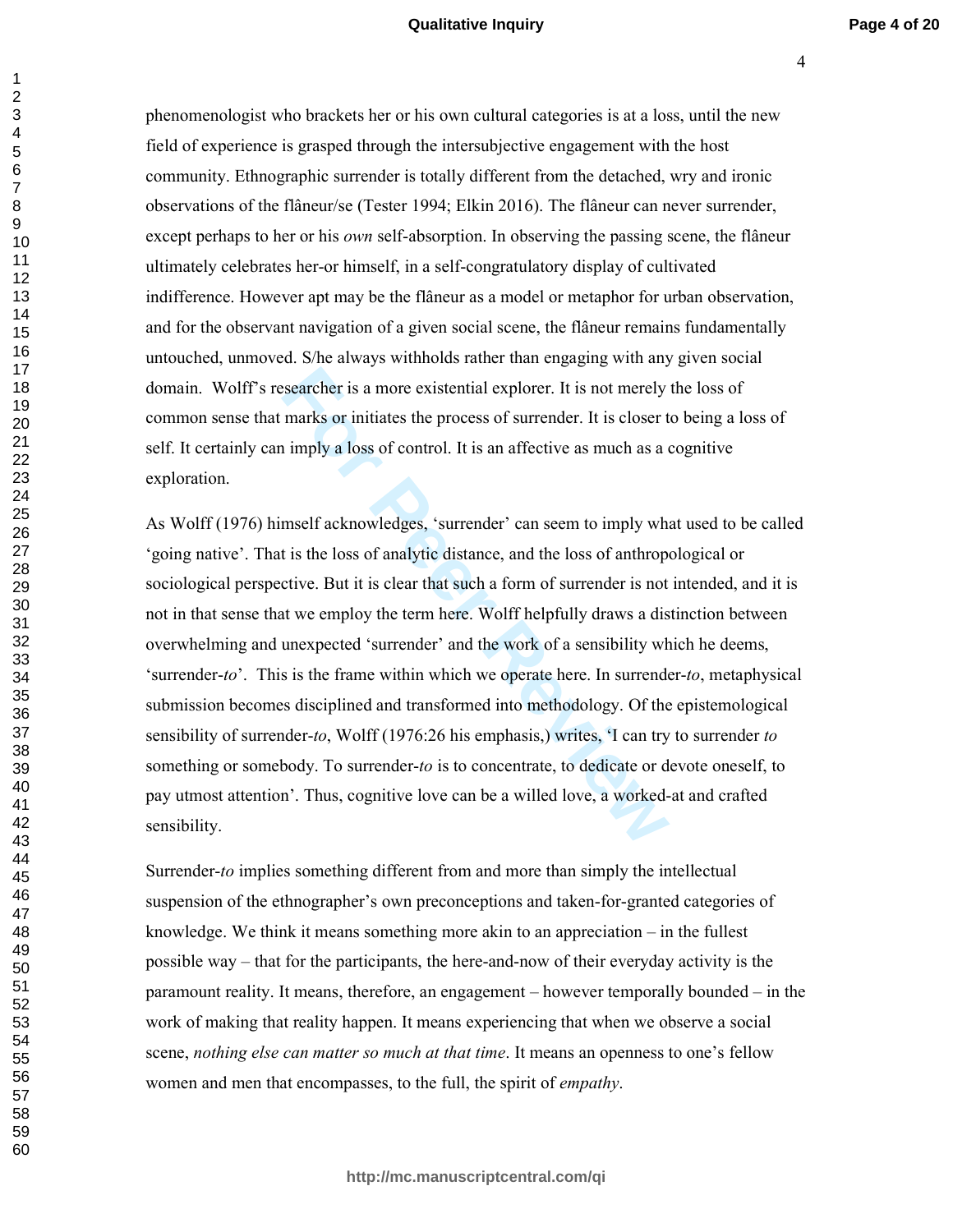phenomenologist who brackets her or his own cultural categories is at a loss, until the new field of experience is grasped through the intersubjective engagement with the host community. Ethnographic surrender is totally different from the detached, wry and ironic observations of the flâneur/se (Tester 1994; Elkin 2016). The flâneur can never surrender, except perhaps to her or his *own* self-absorption. In observing the passing scene, the flâneur ultimately celebrates her-or himself, in a self-congratulatory display of cultivated indifference. However apt may be the flâneur as a model or metaphor for urban observation, and for the observant navigation of a given social scene, the flâneur remains fundamentally untouched, unmoved. S/he always withholds rather than engaging with any given social domain. Wolff's researcher is a more existential explorer. It is not merely the loss of common sense that marks or initiates the process of surrender. It is closer to being a loss of self. It certainly can imply a loss of control. It is an affective as much as a cognitive exploration.

As Wolff (1976) himself acknowledges, 'surrender' can seem to imply what used to be called 'going native'. That is the loss of analytic distance, and the loss of anthropological or sociological perspective. But it is clear that such a form of surrender is not intended, and it is not in that sense that we employ the term here. Wolff helpfully draws a distinction between overwhelming and unexpected 'surrender' and the work of a sensibility which he deems, 'surrender-*to*'. This is the frame within which we operate here. In surrender-*to*, metaphysical submission becomes disciplined and transformed into methodology. Of the epistemological sensibility of surrender-*to*, Wolff (1976:26 his emphasis,) writes, 'I can try to surrender *to* something or somebody. To surrender-*to* is to concentrate, to dedicate or devote oneself, to pay utmost attention'. Thus, cognitive love can be a willed love, a worked-at and crafted sensibility.

Surrender-*to* implies something different from and more than simply the intellectual suspension of the ethnographer's own preconceptions and taken-for-granted categories of knowledge. We think it means something more akin to an appreciation – in the fullest possible way – that for the participants, the here-and-now of their everyday activity is the paramount reality. It means, therefore, an engagement – however temporally bounded – in the work of making that reality happen. It means experiencing that when we observe a social scene, *nothing else can matter so much at that time*. It means an openness to one's fellow women and men that encompasses, to the full, the spirit of *empathy*.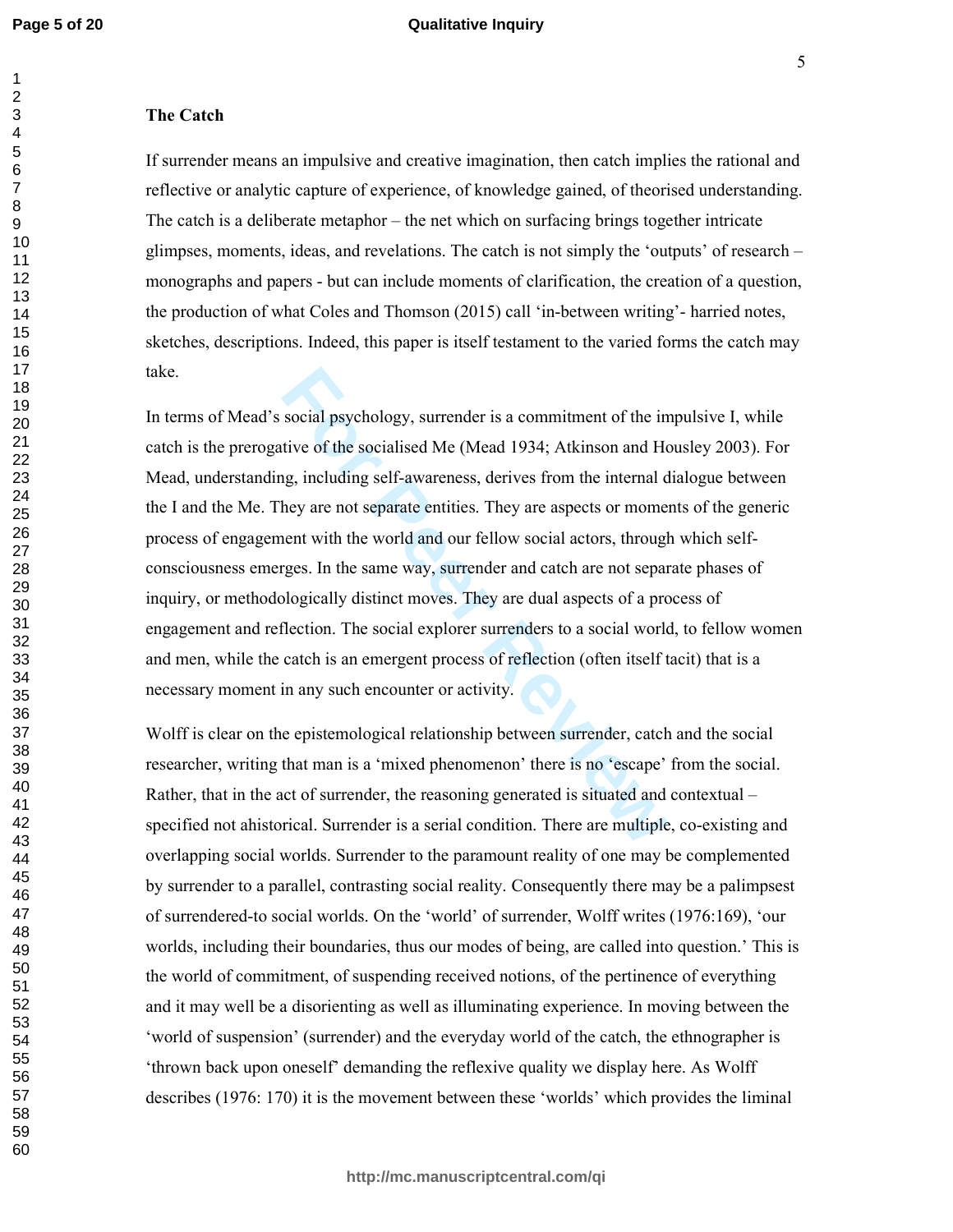**The Catch**

If surrender means an impulsive and creative imagination, then catch implies the rational and reflective or analytic capture of experience, of knowledge gained, of theorised understanding. The catch is a deliberate metaphor – the net which on surfacing brings together intricate glimpses, moments, ideas, and revelations. The catch is not simply the 'outputs' of research – monographs and papers - but can include moments of clarification, the creation of a question, the production of what Coles and Thomson (2015) call 'in-between writing'- harried notes, sketches, descriptions. Indeed, this paper is itself testament to the varied forms the catch may take.

In terms of Mead's social psychology, surrender is a commitment of the impulsive I, while catch is the prerogative of the socialised Me (Mead 1934; Atkinson and Housley 2003). For Mead, understanding, including self-awareness, derives from the internal dialogue between the I and the Me. They are not separate entities. They are aspects or moments of the generic process of engagement with the world and our fellow social actors, through which self-consciousness emerges. In the same way, surrender and catch are not separate phases of inquiry, or methodologically distinct moves. They are dual aspects of a process of engagement and reflection. The social explorer surrenders to a social world, to fellow women and men, while the catch is an emergent process of reflection (often itself tacit) that is a necessary moment in any such encounter or activity.

Wolff is clear on the epistemological relationship between surrender, catch and the social researcher, writing that man is a 'mixed phenomenon' there is no 'escape' from the social. Rather, that in the act of surrender, the reasoning generated is situated and contextual – specified not ahistorical. Surrender is a serial condition. There are multiple, co-existing and overlapping social worlds. Surrender to the paramount reality of one may be complemented by surrender to a parallel, contrasting social reality. Consequently there may be a palimpsest of surrendered-to social worlds. On the 'world' of surrender, Wolff writes (1976:169), 'our worlds, including their boundaries, thus our modes of being, are called into question.' This is the world of commitment, of suspending received notions, of the pertinence of everything and it may well be a disorienting as well as illuminating experience. In moving between the 'world of suspension' (surrender) and the everyday world of the catch, the ethnographer is 'thrown back upon oneself' demanding the reflexive quality we display here. As Wolff describes (1976: 170) it is the movement between these 'worlds' which provides the liminal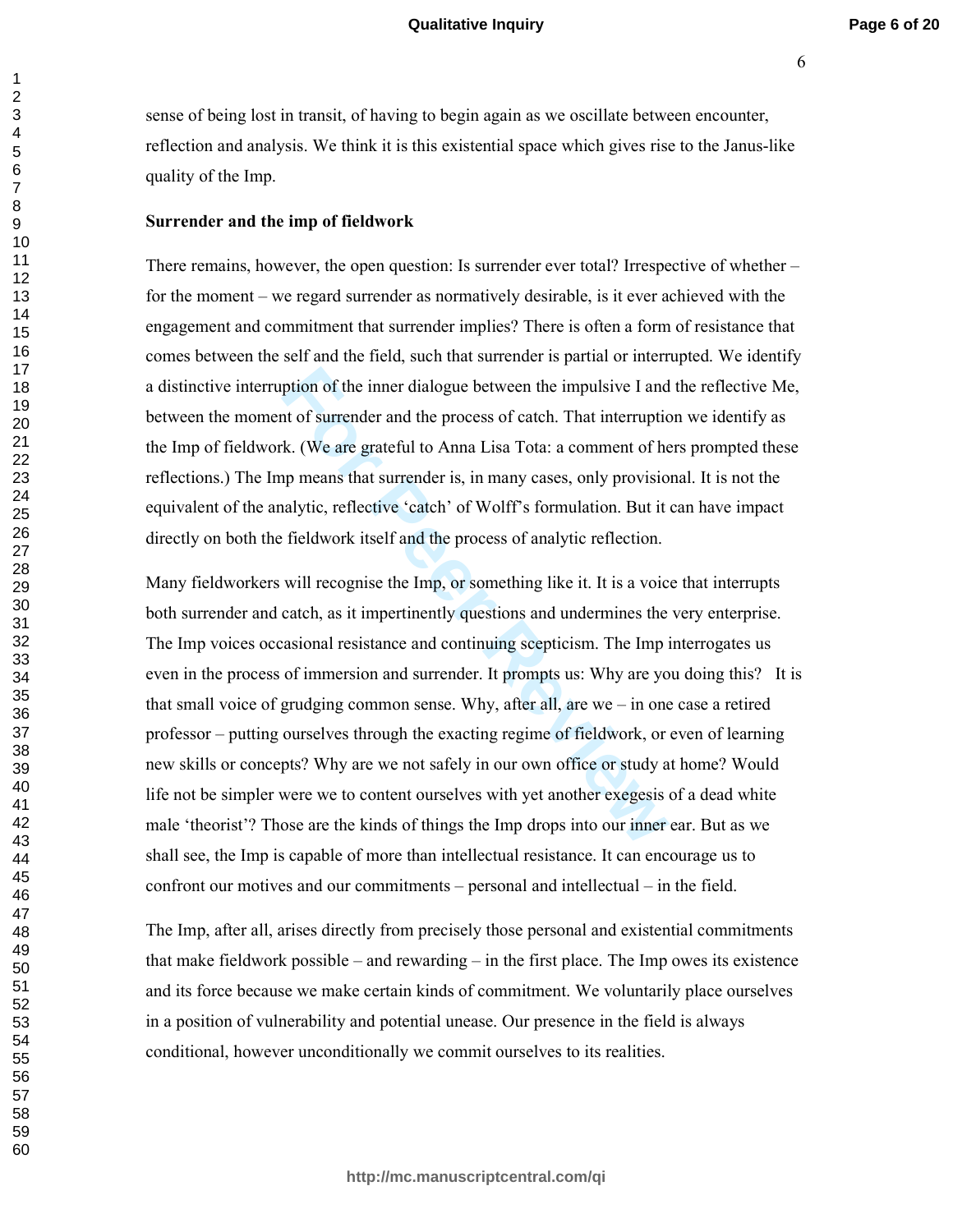sense of being lost in transit, of having to begin again as we oscillate between encounter, reflection and analysis. We think it is this existential space which gives rise to the Janus-like quality of the Imp.

**Surrender and the imp of fieldwork**

There remains, however, the open question: Is surrender ever total? Irrespective of whether – for the moment – we regard surrender as normatively desirable, is it ever achieved with the engagement and commitment that surrender implies? There is often a form of resistance that comes between the self and the field, such that surrender is partial or interrupted. We identify a distinctive interruption of the inner dialogue between the impulsive I and the reflective Me, between the moment of surrender and the process of catch. That interruption we identify as the Imp of fieldwork. (We are grateful to Anna Lisa Tota: a comment of hers prompted these reflections.) The Imp means that surrender is, in many cases, only provisional. It is not the equivalent of the analytic, reflective 'catch' of Wolff's formulation. But it can have impact directly on both the fieldwork itself and the process of analytic reflection.

Many fieldworkers will recognise the Imp, or something like it. It is a voice that interrupts both surrender and catch, as it impertinently questions and undermines the very enterprise. The Imp voices occasional resistance and continuing scepticism. The Imp interrogates us even in the process of immersion and surrender. It prompts us: Why are you doing this? It is that small voice of grudging common sense. Why, after all, are we – in one case a retired professor – putting ourselves through the exacting regime of fieldwork, or even of learning new skills or concepts? Why are we not safely in our own office or study at home? Would life not be simpler were we to content ourselves with yet another exegesis of a dead white male 'theorist'? Those are the kinds of things the Imp drops into our inner ear. But as we shall see, the Imp is capable of more than intellectual resistance. It can encourage us to confront our motives and our commitments – personal and intellectual – in the field.

The Imp, after all, arises directly from precisely those personal and existential commitments that make fieldwork possible – and rewarding – in the first place. The Imp owes its existence and its force because we make certain kinds of commitment. We voluntarily place ourselves in a position of vulnerability and potential unease. Our presence in the field is always conditional, however unconditionally we commit ourselves to its realities.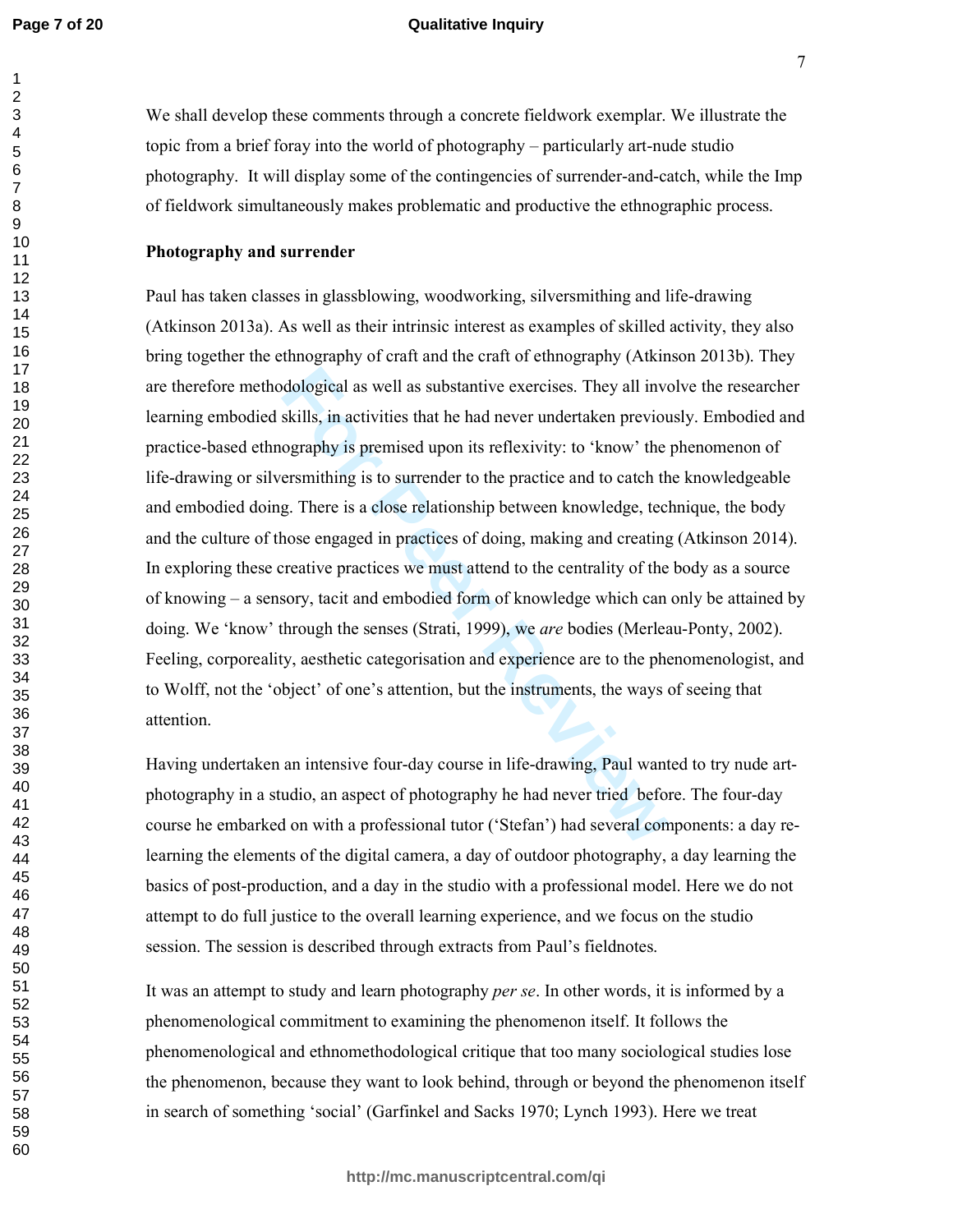We shall develop these comments through a concrete fieldwork exemplar. We illustrate the topic from a brief foray into the world of photography – particularly art-nude studio photography. It will display some of the contingencies of surrender-and-catch, while the Imp of fieldwork simultaneously makes problematic and productive the ethnographic process.

**Photography and surrender**

Paul has taken classes in glassblowing, woodworking, silversmithing and life-drawing (Atkinson 2013a). As well as their intrinsic interest as examples of skilled activity, they also bring together the ethnography of craft and the craft of ethnography (Atkinson 2013b). They are therefore methodological as well as substantive exercises. They all involve the researcher learning embodied skills, in activities that he had never undertaken previously. Embodied and practice-based ethnography is premised upon its reflexivity: to 'know' the phenomenon of life-drawing or silversmithing is to surrender to the practice and to catch the knowledgeable and embodied doing. There is a close relationship between knowledge, technique, the body and the culture of those engaged in practices of doing, making and creating (Atkinson 2014). In exploring these creative practices we must attend to the centrality of the body as a source of knowing – a sensory, tacit and embodied form of knowledge which can only be attained by doing. We 'know' through the senses (Strati, 1999), we *are* bodies (Merleau-Ponty, 2002). Feeling, corporeality, aesthetic categorisation and experience are to the phenomenologist, and to Wolff, not the 'object' of one's attention, but the instruments, the ways of seeing that attention.

Having undertaken an intensive four-day course in life-drawing, Paul wanted to try nude art-photography in a studio, an aspect of photography he had never tried before. The four-day course he embarked on with a professional tutor ('Stefan') had several components: a day re-learning the elements of the digital camera, a day of outdoor photography, a day learning the basics of post-production, and a day in the studio with a professional model. Here we do not attempt to do full justice to the overall learning experience, and we focus on the studio session. The session is described through extracts from Paul's fieldnotes.

It was an attempt to study and learn photography *per se*. In other words, it is informed by a phenomenological commitment to examining the phenomenon itself. It follows the phenomenological and ethnomethodological critique that too many sociological studies lose the phenomenon, because they want to look behind, through or beyond the phenomenon itself in search of something 'social' (Garfinkel and Sacks 1970; Lynch 1993). Here we treat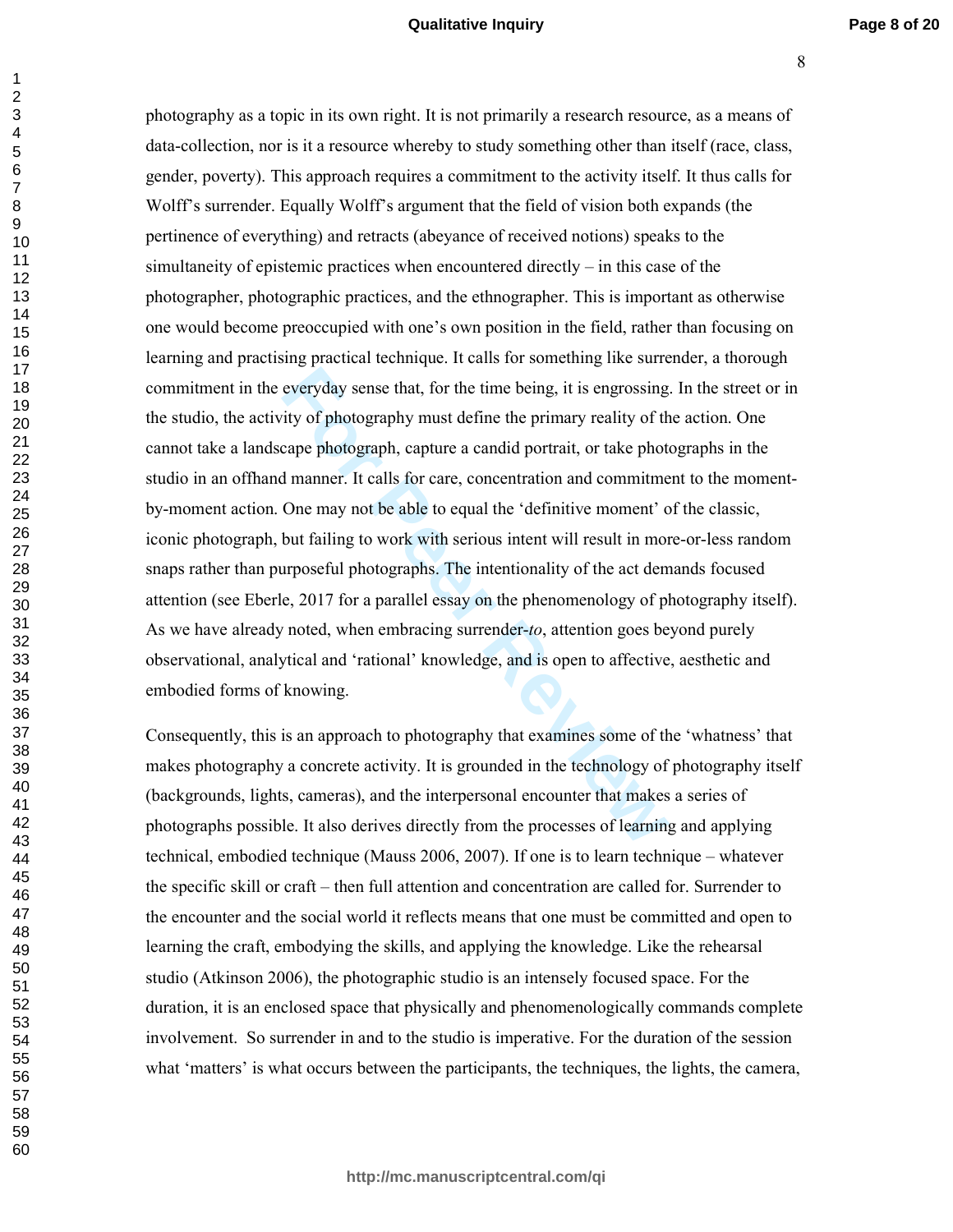photography as a topic in its own right. It is not primarily a research resource, as a means of data-collection, nor is it a resource whereby to study something other than itself (race, class, gender, poverty). This approach requires a commitment to the activity itself. It thus calls for Wolff's surrender. Equally Wolff's argument that the field of vision both expands (the pertinence of everything) and retracts (abeyance of received notions) speaks to the simultaneity of epistemic practices when encountered directly – in this case of the photographer, photographic practices, and the ethnographer. This is important as otherwise one would become preoccupied with one's own position in the field, rather than focusing on learning and practising practical technique. It calls for something like surrender, a thorough commitment in the everyday sense that, for the time being, it is engrossing. In the street or in the studio, the activity of photography must define the primary reality of the action. One cannot take a landscape photograph, capture a candid portrait, or take photographs in the studio in an offhand manner. It calls for care, concentration and commitment to the moment-by-moment action. One may not be able to equal the 'definitive moment' of the classic, iconic photograph, but failing to work with serious intent will result in more-or-less random snaps rather than purposeful photographs. The intentionality of the act demands focused attention (see Eberle, 2017 for a parallel essay on the phenomenology of photography itself). As we have already noted, when embracing surrender-*to*, attention goes beyond purely observational, analytical and 'rational' knowledge, and is open to affective, aesthetic and embodied forms of knowing.

Consequently, this is an approach to photography that examines some of the 'whatness' that makes photography a concrete activity. It is grounded in the technology of photography itself (backgrounds, lights, cameras), and the interpersonal encounter that makes a series of photographs possible. It also derives directly from the processes of learning and applying technical, embodied technique (Mauss 2006, 2007). If one is to learn technique – whatever the specific skill or craft – then full attention and concentration are called for. Surrender to the encounter and the social world it reflects means that one must be committed and open to learning the craft, embodying the skills, and applying the knowledge. Like the rehearsal studio (Atkinson 2006), the photographic studio is an intensely focused space. For the duration, it is an enclosed space that physically and phenomenologically commands complete involvement. So surrender in and to the studio is imperative. For the duration of the session what 'matters' is what occurs between the participants, the techniques, the lights, the camera,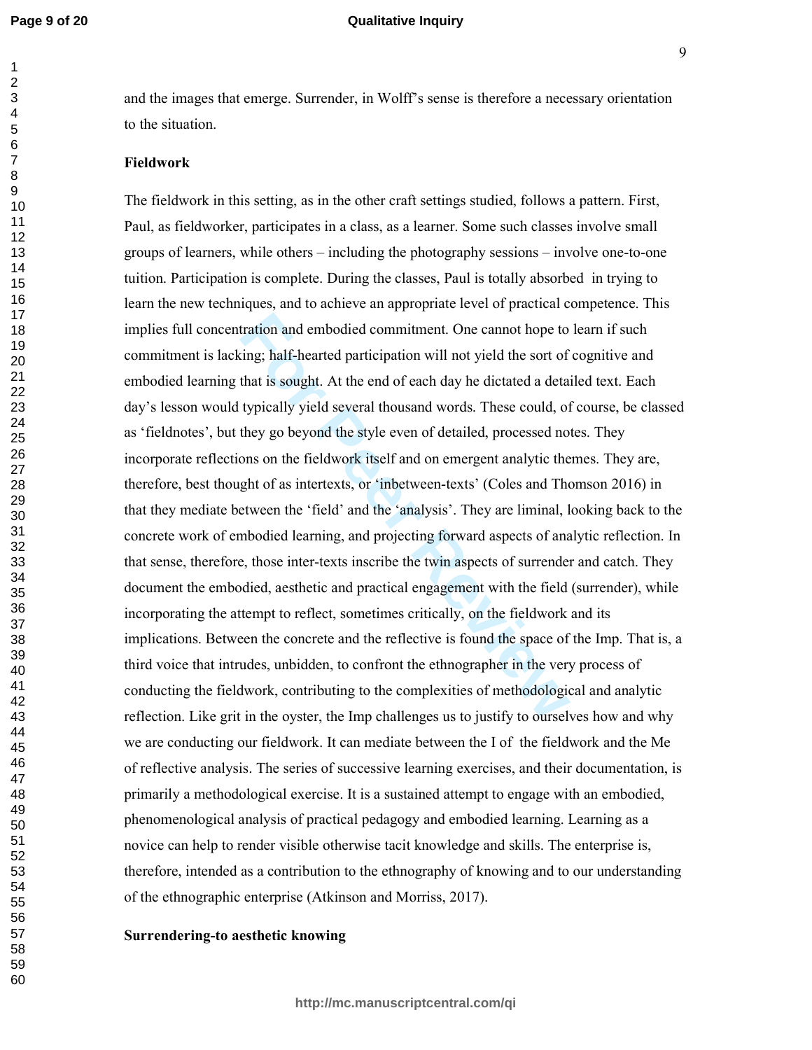and the images that emerge. Surrender, in Wolff's sense is therefore a necessary orientation to the situation.

**Fieldwork**

The fieldwork in this setting, as in the other craft settings studied, follows a pattern. First, Paul, as fieldworker, participates in a class, as a learner. Some such classes involve small groups of learners, while others – including the photography sessions – involve one-to-one tuition. Participation is complete. During the classes, Paul is totally absorbed in trying to learn the new techniques, and to achieve an appropriate level of practical competence. This implies full concentration and embodied commitment. One cannot hope to learn if such commitment is lacking; half-hearted participation will not yield the sort of cognitive and embodied learning that is sought. At the end of each day he dictated a detailed text. Each day's lesson would typically yield several thousand words. These could, of course, be classed as 'fieldnotes', but they go beyond the style even of detailed, processed notes. They incorporate reflections on the fieldwork itself and on emergent analytic themes. They are, therefore, best thought of as intertexts, or 'inbetween-texts' (Coles and Thomson 2016) in that they mediate between the 'field' and the 'analysis'. They are liminal, looking back to the concrete work of embodied learning, and projecting forward aspects of analytic reflection. In that sense, therefore, those inter-texts inscribe the twin aspects of surrender and catch. They document the embodied, aesthetic and practical engagement with the field (surrender), while incorporating the attempt to reflect, sometimes critically, on the fieldwork and its implications. Between the concrete and the reflective is found the space of the Imp. That is, a third voice that intrudes, unbidden, to confront the ethnographer in the very process of conducting the fieldwork, contributing to the complexities of methodological and analytic reflection. Like grit in the oyster, the Imp challenges us to justify to ourselves how and why we are conducting our fieldwork. It can mediate between the I of the fieldwork and the Me of reflective analysis. The series of successive learning exercises, and their documentation, is primarily a methodological exercise. It is a sustained attempt to engage with an embodied, phenomenological analysis of practical pedagogy and embodied learning. Learning as a novice can help to render visible otherwise tacit knowledge and skills. The enterprise is, therefore, intended as a contribution to the ethnography of knowing and to our understanding of the ethnographic enterprise (Atkinson and Morriss, 2017).

**Surrendering-to aesthetic knowing**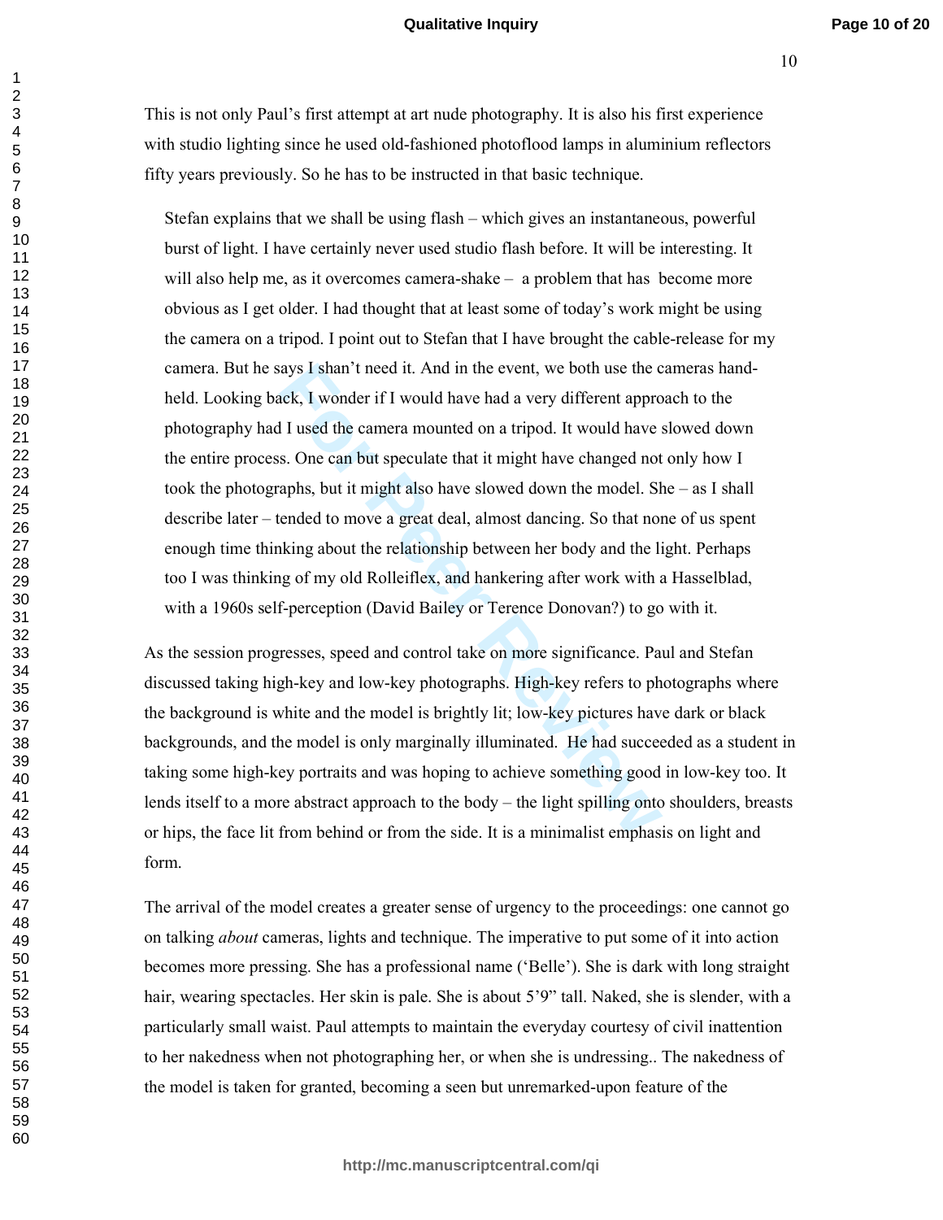This is not only Paul's first attempt at art nude photography. It is also his first experience with studio lighting since he used old-fashioned photoflood lamps in aluminium reflectors fifty years previously. So he has to be instructed in that basic technique.

> Stefan explains that we shall be using flash – which gives an instantaneous, powerful burst of light. I have certainly never used studio flash before. It will be interesting. It will also help me, as it overcomes camera-shake – a problem that has become more obvious as I get older. I had thought that at least some of today's work might be using the camera on a tripod. I point out to Stefan that I have brought the cable-release for my camera. But he says I shan't need it. And in the event, we both use the cameras hand-held. Looking back, I wonder if I would have had a very different approach to the photography had I used the camera mounted on a tripod. It would have slowed down the entire process. One can but speculate that it might have changed not only how I took the photographs, but it might also have slowed down the model. She – as I shall describe later – tended to move a great deal, almost dancing. So that none of us spent enough time thinking about the relationship between her body and the light. Perhaps too I was thinking of my old Rolleiflex, and hankering after work with a Hasselblad, with a 1960s self-perception (David Bailey or Terence Donovan?) to go with it.

As the session progresses, speed and control take on more significance. Paul and Stefan discussed taking high-key and low-key photographs. High-key refers to photographs where the background is white and the model is brightly lit; low-key pictures have dark or black backgrounds, and the model is only marginally illuminated. He had succeeded as a student in taking some high-key portraits and was hoping to achieve something good in low-key too. It lends itself to a more abstract approach to the body – the light spilling onto shoulders, breasts or hips, the face lit from behind or from the side. It is a minimalist emphasis on light and form.

The arrival of the model creates a greater sense of urgency to the proceedings: one cannot go on talking *about* cameras, lights and technique. The imperative to put some of it into action becomes more pressing. She has a professional name ('Belle'). She is dark with long straight hair, wearing spectacles. Her skin is pale. She is about 5'9" tall. Naked, she is slender, with a particularly small waist. Paul attempts to maintain the everyday courtesy of civil inattention to her nakedness when not photographing her, or when she is undressing.. The nakedness of the model is taken for granted, becoming a seen but unremarked-upon feature of the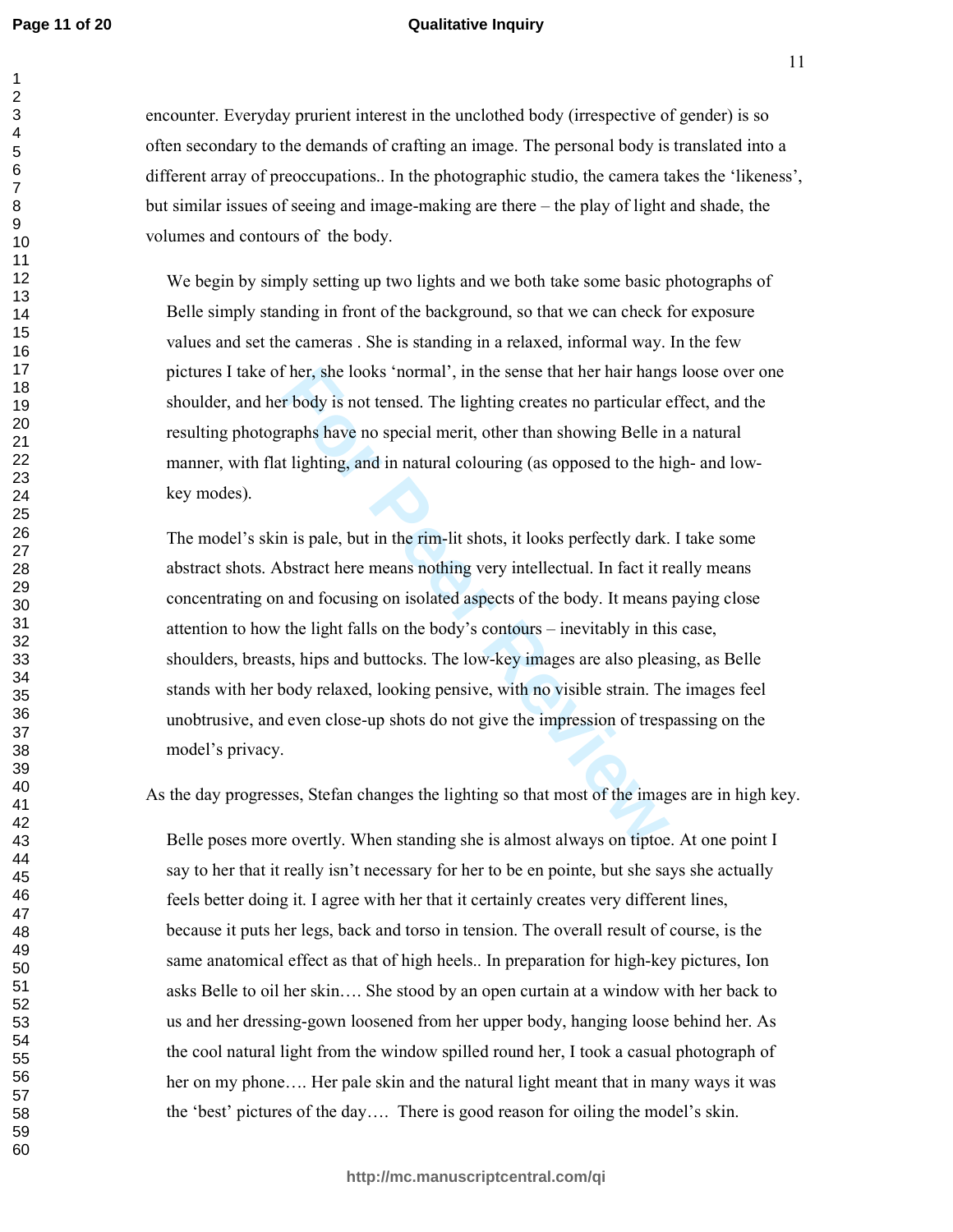encounter. Everyday prurient interest in the unclothed body (irrespective of gender) is so often secondary to the demands of crafting an image. The personal body is translated into a different array of preoccupations.. In the photographic studio, the camera takes the 'likeness', but similar issues of seeing and image-making are there – the play of light and shade, the volumes and contours of the body.

> We begin by simply setting up two lights and we both take some basic photographs of Belle simply standing in front of the background, so that we can check for exposure values and set the cameras . She is standing in a relaxed, informal way. In the few pictures I take of her, she looks 'normal', in the sense that her hair hangs loose over one shoulder, and her body is not tensed. The lighting creates no particular effect, and the resulting photographs have no special merit, other than showing Belle in a natural manner, with flat lighting, and in natural colouring (as opposed to the high- and low-key modes).
>
> The model's skin is pale, but in the rim-lit shots, it looks perfectly dark. I take some abstract shots. Abstract here means nothing very intellectual. In fact it really means concentrating on and focusing on isolated aspects of the body. It means paying close attention to how the light falls on the body's contours – inevitably in this case, shoulders, breasts, hips and buttocks. The low-key images are also pleasing, as Belle stands with her body relaxed, looking pensive, with no visible strain. The images feel unobtrusive, and even close-up shots do not give the impression of trespassing on the model's privacy.

As the day progresses, Stefan changes the lighting so that most of the images are in high key.

> Belle poses more overtly. When standing she is almost always on tiptoe. At one point I say to her that it really isn't necessary for her to be en pointe, but she says she actually feels better doing it. I agree with her that it certainly creates very different lines, because it puts her legs, back and torso in tension. The overall result of course, is the same anatomical effect as that of high heels.. In preparation for high-key pictures, Ion asks Belle to oil her skin…. She stood by an open curtain at a window with her back to us and her dressing-gown loosened from her upper body, hanging loose behind her. As the cool natural light from the window spilled round her, I took a casual photograph of her on my phone…. Her pale skin and the natural light meant that in many ways it was the 'best' pictures of the day…. There is good reason for oiling the model's skin.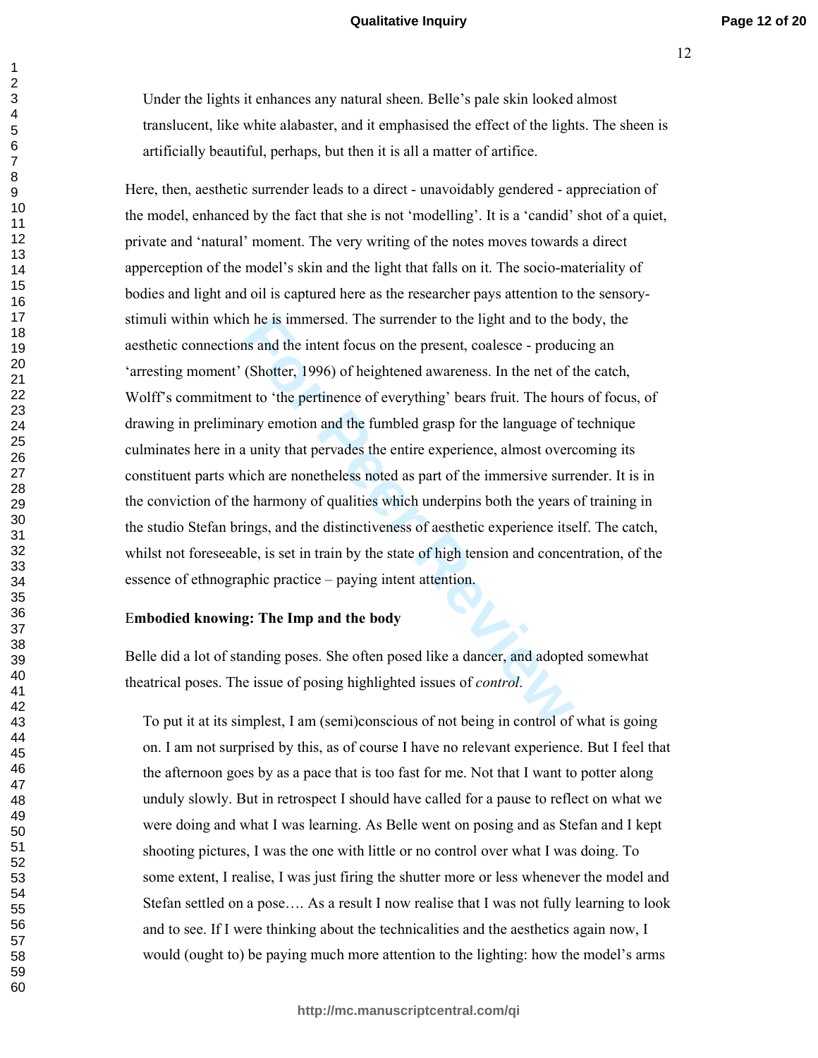Under the lights it enhances any natural sheen. Belle's pale skin looked almost translucent, like white alabaster, and it emphasised the effect of the lights. The sheen is artificially beautiful, perhaps, but then it is all a matter of artifice.

Here, then, aesthetic surrender leads to a direct - unavoidably gendered - appreciation of the model, enhanced by the fact that she is not 'modelling'. It is a 'candid' shot of a quiet, private and 'natural' moment. The very writing of the notes moves towards a direct apperception of the model's skin and the light that falls on it. The socio-materiality of bodies and light and oil is captured here as the researcher pays attention to the sensory-stimuli within which he is immersed. The surrender to the light and to the body, the aesthetic connections and the intent focus on the present, coalesce - producing an 'arresting moment' (Shotter, 1996) of heightened awareness. In the net of the catch, Wolff's commitment to 'the pertinence of everything' bears fruit. The hours of focus, of drawing in preliminary emotion and the fumbled grasp for the language of technique culminates here in a unity that pervades the entire experience, almost overcoming its constituent parts which are nonetheless noted as part of the immersive surrender. It is in the conviction of the harmony of qualities which underpins both the years of training in the studio Stefan brings, and the distinctiveness of aesthetic experience itself. The catch, whilst not foreseeable, is set in train by the state of high tension and concentration, of the essence of ethnographic practice – paying intent attention.

**Embodied knowing: The Imp and the body**

Belle did a lot of standing poses. She often posed like a dancer, and adopted somewhat theatrical poses. The issue of posing highlighted issues of *control*.

To put it at its simplest, I am (semi)conscious of not being in control of what is going on. I am not surprised by this, as of course I have no relevant experience. But I feel that the afternoon goes by as a pace that is too fast for me. Not that I want to potter along unduly slowly. But in retrospect I should have called for a pause to reflect on what we were doing and what I was learning. As Belle went on posing and as Stefan and I kept shooting pictures, I was the one with little or no control over what I was doing. To some extent, I realise, I was just firing the shutter more or less whenever the model and Stefan settled on a pose…. As a result I now realise that I was not fully learning to look and to see. If I were thinking about the technicalities and the aesthetics again now, I would (ought to) be paying much more attention to the lighting: how the model's arms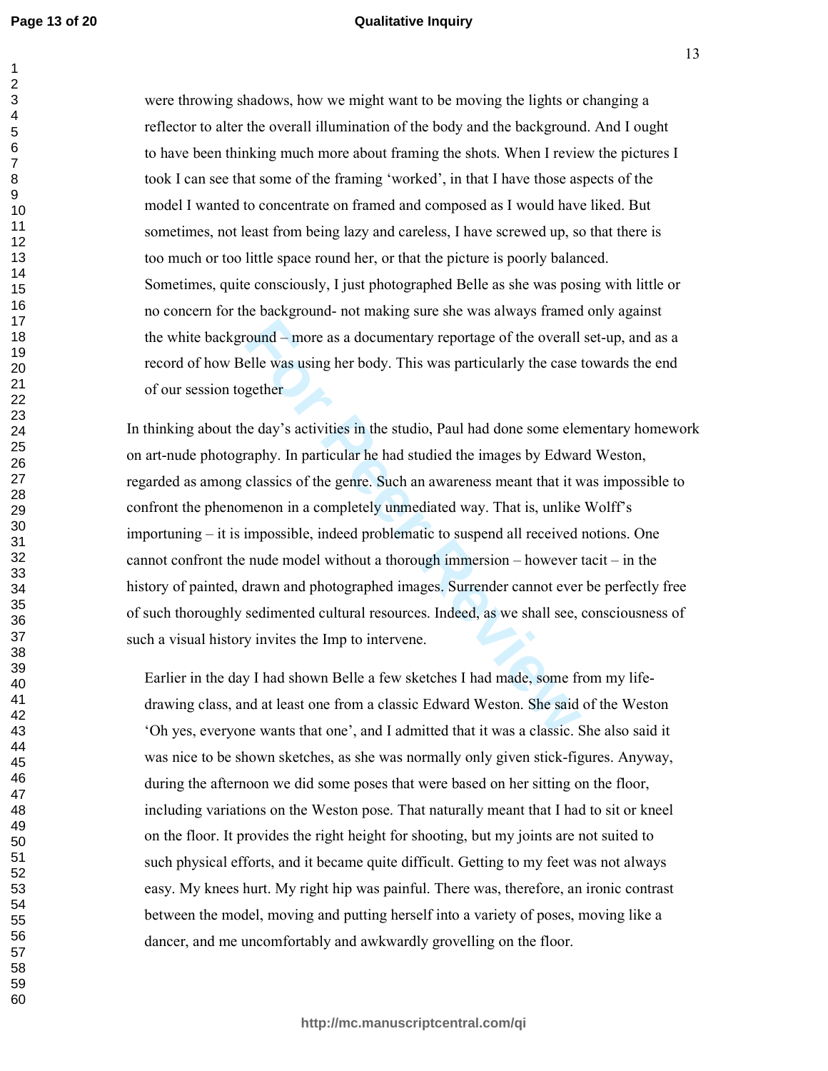were throwing shadows, how we might want to be moving the lights or changing a reflector to alter the overall illumination of the body and the background. And I ought to have been thinking much more about framing the shots. When I review the pictures I took I can see that some of the framing 'worked', in that I have those aspects of the model I wanted to concentrate on framed and composed as I would have liked. But sometimes, not least from being lazy and careless, I have screwed up, so that there is too much or too little space round her, or that the picture is poorly balanced. Sometimes, quite consciously, I just photographed Belle as she was posing with little or no concern for the background- not making sure she was always framed only against the white background – more as a documentary reportage of the overall set-up, and as a record of how Belle was using her body. This was particularly the case towards the end of our session together

In thinking about the day's activities in the studio, Paul had done some elementary homework on art-nude photography. In particular he had studied the images by Edward Weston, regarded as among classics of the genre. Such an awareness meant that it was impossible to confront the phenomenon in a completely unmediated way. That is, unlike Wolff's importuning – it is impossible, indeed problematic to suspend all received notions. One cannot confront the nude model without a thorough immersion – however tacit – in the history of painted, drawn and photographed images. Surrender cannot ever be perfectly free of such thoroughly sedimented cultural resources. Indeed, as we shall see, consciousness of such a visual history invites the Imp to intervene.

Earlier in the day I had shown Belle a few sketches I had made, some from my life-drawing class, and at least one from a classic Edward Weston. She said of the Weston 'Oh yes, everyone wants that one', and I admitted that it was a classic. She also said it was nice to be shown sketches, as she was normally only given stick-figures. Anyway, during the afternoon we did some poses that were based on her sitting on the floor, including variations on the Weston pose. That naturally meant that I had to sit or kneel on the floor. It provides the right height for shooting, but my joints are not suited to such physical efforts, and it became quite difficult. Getting to my feet was not always easy. My knees hurt. My right hip was painful. There was, therefore, an ironic contrast between the model, moving and putting herself into a variety of poses, moving like a dancer, and me uncomfortably and awkwardly grovelling on the floor.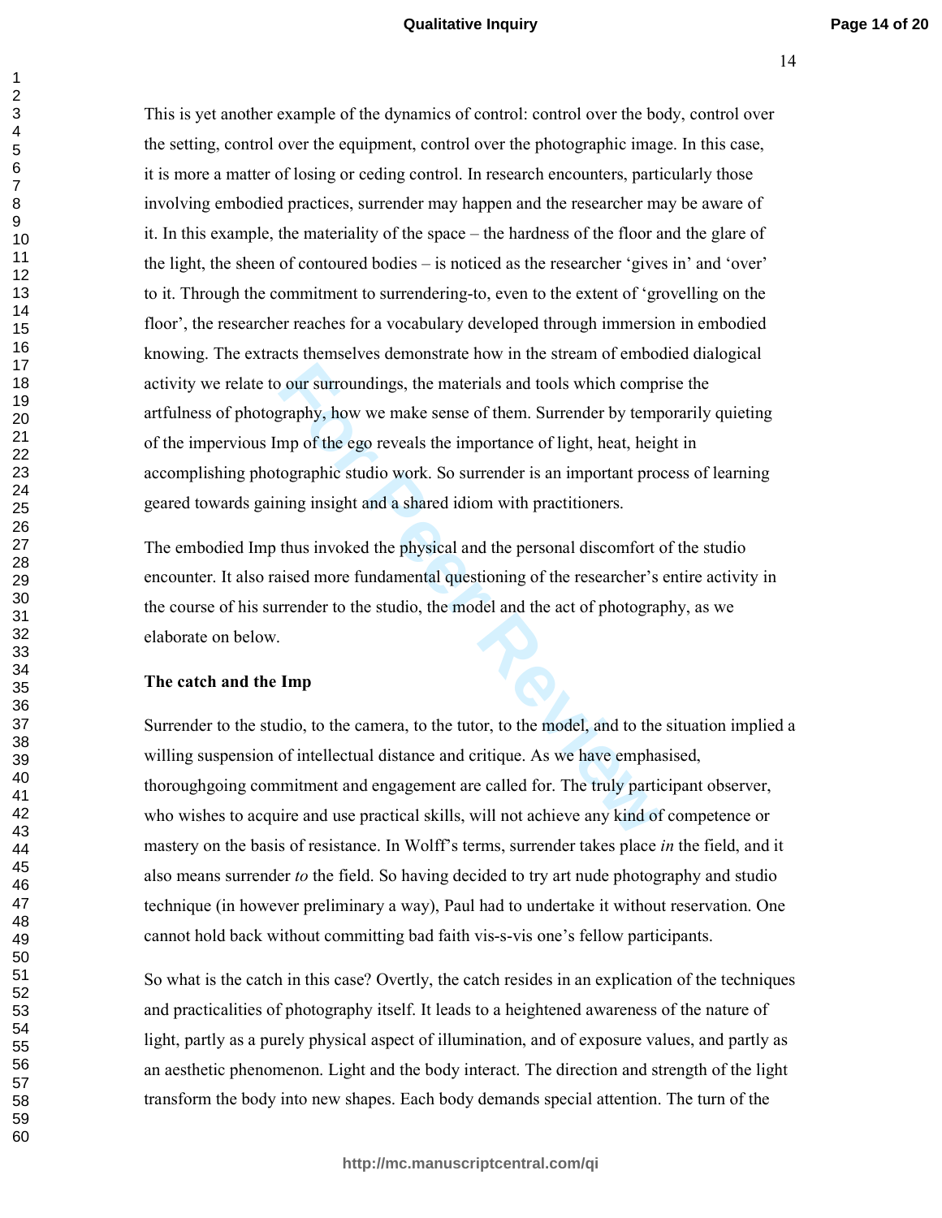This is yet another example of the dynamics of control: control over the body, control over the setting, control over the equipment, control over the photographic image. In this case, it is more a matter of losing or ceding control. In research encounters, particularly those involving embodied practices, surrender may happen and the researcher may be aware of it. In this example, the materiality of the space – the hardness of the floor and the glare of the light, the sheen of contoured bodies – is noticed as the researcher 'gives in' and 'over' to it. Through the commitment to surrendering-to, even to the extent of 'grovelling on the floor', the researcher reaches for a vocabulary developed through immersion in embodied knowing. The extracts themselves demonstrate how in the stream of embodied dialogical activity we relate to our surroundings, the materials and tools which comprise the artfulness of photography, how we make sense of them. Surrender by temporarily quieting of the impervious Imp of the ego reveals the importance of light, heat, height in accomplishing photographic studio work. So surrender is an important process of learning geared towards gaining insight and a shared idiom with practitioners.

The embodied Imp thus invoked the physical and the personal discomfort of the studio encounter. It also raised more fundamental questioning of the researcher's entire activity in the course of his surrender to the studio, the model and the act of photography, as we elaborate on below.

**The catch and the Imp**

Surrender to the studio, to the camera, to the tutor, to the model, and to the situation implied a willing suspension of intellectual distance and critique. As we have emphasised, thoroughgoing commitment and engagement are called for. The truly participant observer, who wishes to acquire and use practical skills, will not achieve any kind of competence or mastery on the basis of resistance. In Wolff's terms, surrender takes place *in* the field, and it also means surrender *to* the field. So having decided to try art nude photography and studio technique (in however preliminary a way), Paul had to undertake it without reservation. One cannot hold back without committing bad faith vis-s-vis one's fellow participants.

So what is the catch in this case? Overtly, the catch resides in an explication of the techniques and practicalities of photography itself. It leads to a heightened awareness of the nature of light, partly as a purely physical aspect of illumination, and of exposure values, and partly as an aesthetic phenomenon. Light and the body interact. The direction and strength of the light transform the body into new shapes. Each body demands special attention. The turn of the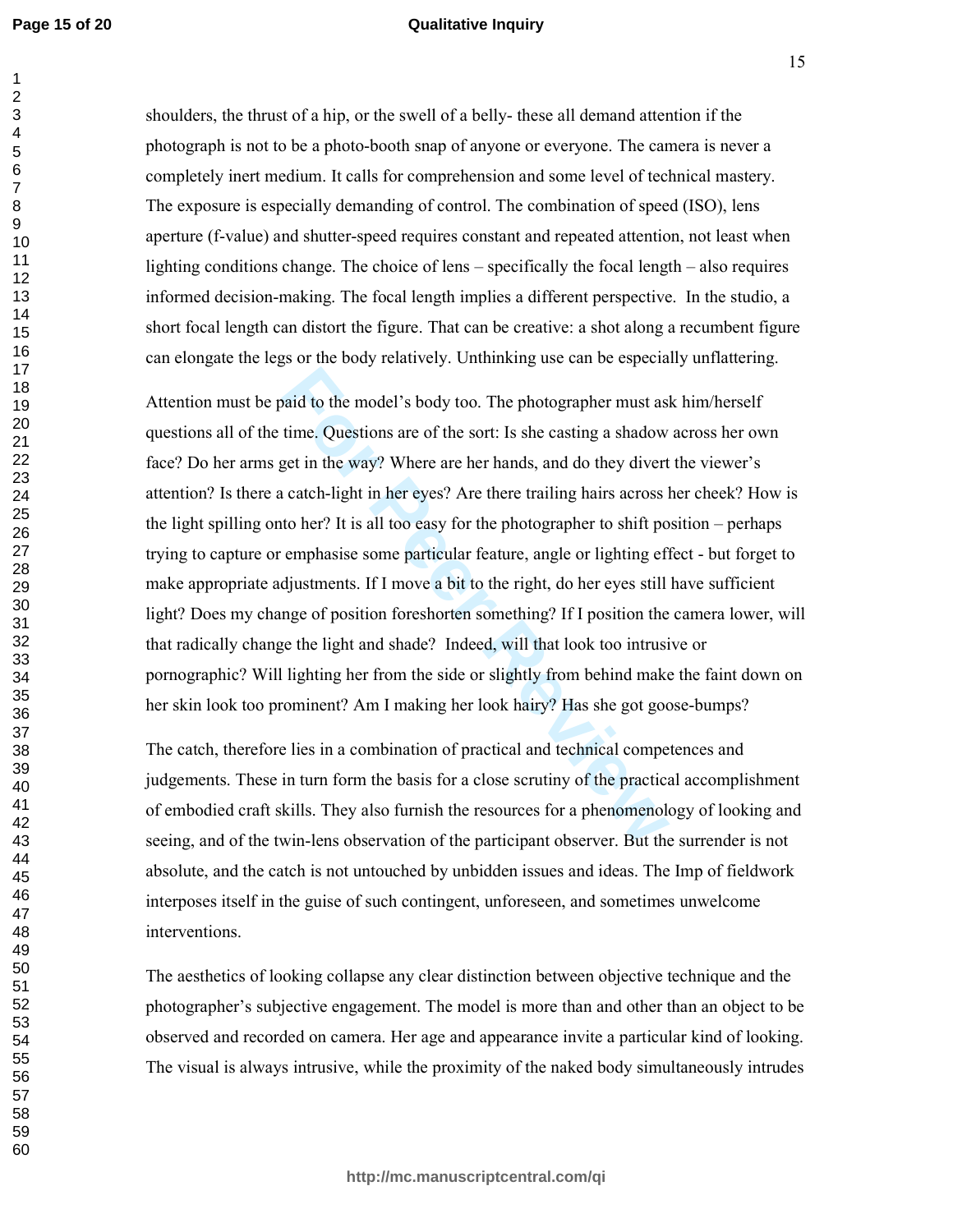shoulders, the thrust of a hip, or the swell of a belly- these all demand attention if the photograph is not to be a photo-booth snap of anyone or everyone. The camera is never a completely inert medium. It calls for comprehension and some level of technical mastery. The exposure is especially demanding of control. The combination of speed (ISO), lens aperture (f-value) and shutter-speed requires constant and repeated attention, not least when lighting conditions change. The choice of lens – specifically the focal length – also requires informed decision-making. The focal length implies a different perspective. In the studio, a short focal length can distort the figure. That can be creative: a shot along a recumbent figure can elongate the legs or the body relatively. Unthinking use can be especially unflattering.

Attention must be paid to the model's body too. The photographer must ask him/herself questions all of the time. Questions are of the sort: Is she casting a shadow across her own face? Do her arms get in the way? Where are her hands, and do they divert the viewer's attention? Is there a catch-light in her eyes? Are there trailing hairs across her cheek? How is the light spilling onto her? It is all too easy for the photographer to shift position – perhaps trying to capture or emphasise some particular feature, angle or lighting effect - but forget to make appropriate adjustments. If I move a bit to the right, do her eyes still have sufficient light? Does my change of position foreshorten something? If I position the camera lower, will that radically change the light and shade? Indeed, will that look too intrusive or pornographic? Will lighting her from the side or slightly from behind make the faint down on her skin look too prominent? Am I making her look hairy? Has she got goose-bumps?

The catch, therefore lies in a combination of practical and technical competences and judgements. These in turn form the basis for a close scrutiny of the practical accomplishment of embodied craft skills. They also furnish the resources for a phenomenology of looking and seeing, and of the twin-lens observation of the participant observer. But the surrender is not absolute, and the catch is not untouched by unbidden issues and ideas. The Imp of fieldwork interposes itself in the guise of such contingent, unforeseen, and sometimes unwelcome interventions.

The aesthetics of looking collapse any clear distinction between objective technique and the photographer's subjective engagement. The model is more than and other than an object to be observed and recorded on camera. Her age and appearance invite a particular kind of looking. The visual is always intrusive, while the proximity of the naked body simultaneously intrudes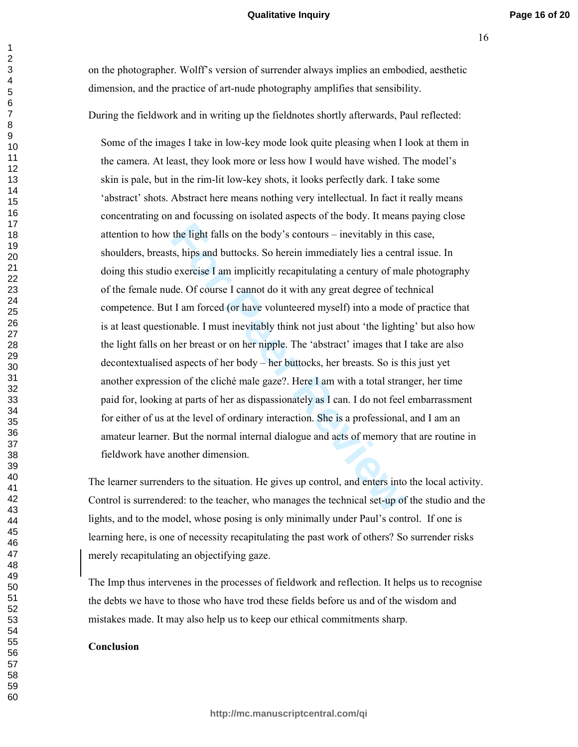on the photographer. Wolff's version of surrender always implies an embodied, aesthetic dimension, and the practice of art-nude photography amplifies that sensibility.

During the fieldwork and in writing up the fieldnotes shortly afterwards, Paul reflected:

> Some of the images I take in low-key mode look quite pleasing when I look at them in the camera. At least, they look more or less how I would have wished. The model's skin is pale, but in the rim-lit low-key shots, it looks perfectly dark. I take some 'abstract' shots. Abstract here means nothing very intellectual. In fact it really means concentrating on and focussing on isolated aspects of the body. It means paying close attention to how the light falls on the body's contours – inevitably in this case, shoulders, breasts, hips and buttocks. So herein immediately lies a central issue. In doing this studio exercise I am implicitly recapitulating a century of male photography of the female nude. Of course I cannot do it with any great degree of technical competence. But I am forced (or have volunteered myself) into a mode of practice that is at least questionable. I must inevitably think not just about 'the lighting' but also how the light falls on her breast or on her nipple. The 'abstract' images that I take are also decontextualised aspects of her body – her buttocks, her breasts. So is this just yet another expression of the cliché male gaze?. Here I am with a total stranger, her time paid for, looking at parts of her as dispassionately as I can. I do not feel embarrassment for either of us at the level of ordinary interaction. She is a professional, and I am an amateur learner. But the normal internal dialogue and acts of memory that are routine in fieldwork have another dimension.

The learner surrenders to the situation. He gives up control, and enters into the local activity. Control is surrendered: to the teacher, who manages the technical set-up of the studio and the lights, and to the model, whose posing is only minimally under Paul's control. If one is learning here, is one of necessity recapitulating the past work of others? So surrender risks merely recapitulating an objectifying gaze.

The Imp thus intervenes in the processes of fieldwork and reflection. It helps us to recognise the debts we have to those who have trod these fields before us and of the wisdom and mistakes made. It may also help us to keep our ethical commitments sharp.

## Conclusion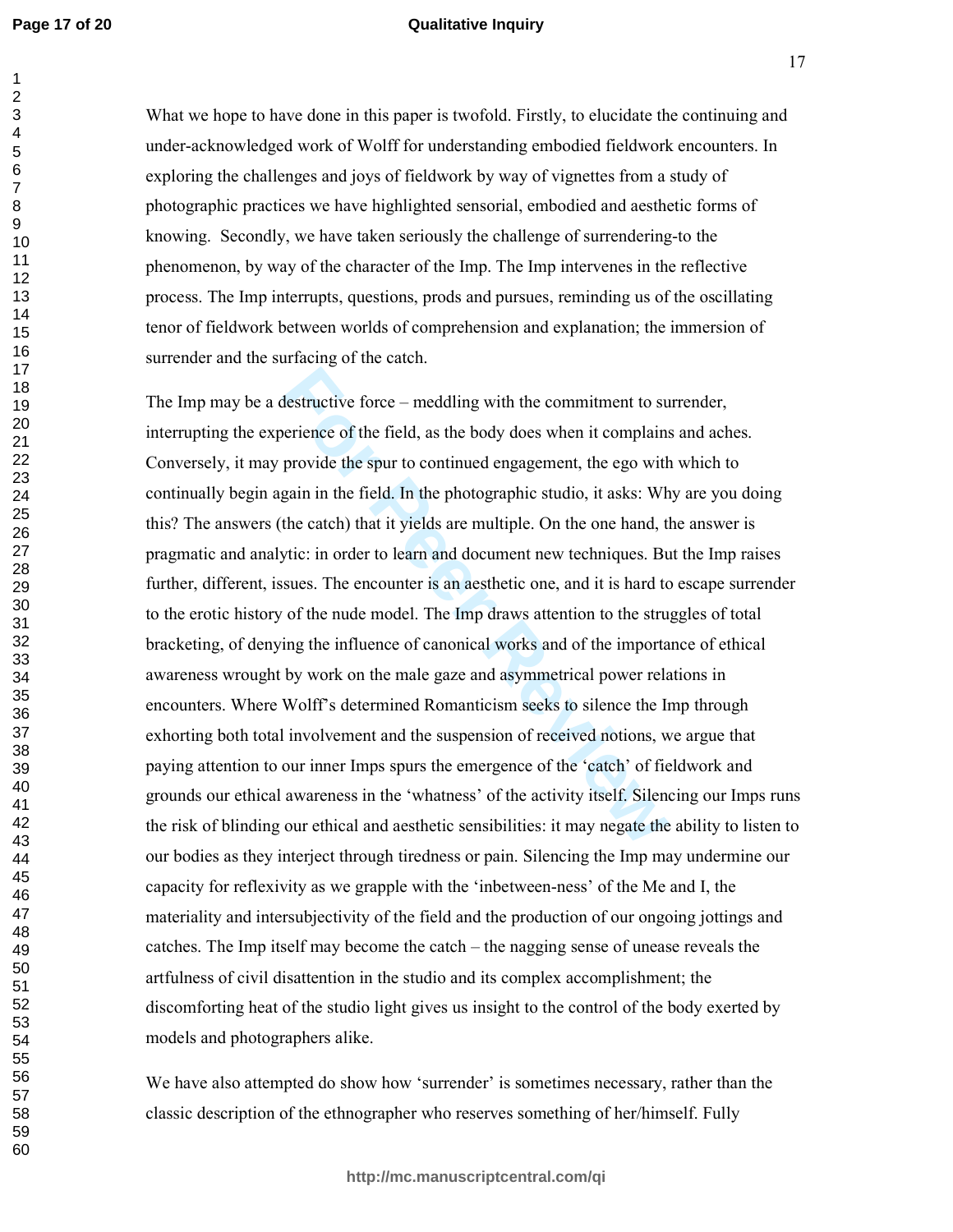What we hope to have done in this paper is twofold. Firstly, to elucidate the continuing and under-acknowledged work of Wolff for understanding embodied fieldwork encounters. In exploring the challenges and joys of fieldwork by way of vignettes from a study of photographic practices we have highlighted sensorial, embodied and aesthetic forms of knowing. Secondly, we have taken seriously the challenge of surrendering-to the phenomenon, by way of the character of the Imp. The Imp intervenes in the reflective process. The Imp interrupts, questions, prods and pursues, reminding us of the oscillating tenor of fieldwork between worlds of comprehension and explanation; the immersion of surrender and the surfacing of the catch.

The Imp may be a destructive force – meddling with the commitment to surrender, interrupting the experience of the field, as the body does when it complains and aches. Conversely, it may provide the spur to continued engagement, the ego with which to continually begin again in the field. In the photographic studio, it asks: Why are you doing this? The answers (the catch) that it yields are multiple. On the one hand, the answer is pragmatic and analytic: in order to learn and document new techniques. But the Imp raises further, different, issues. The encounter is an aesthetic one, and it is hard to escape surrender to the erotic history of the nude model. The Imp draws attention to the struggles of total bracketing, of denying the influence of canonical works and of the importance of ethical awareness wrought by work on the male gaze and asymmetrical power relations in encounters. Where Wolff's determined Romanticism seeks to silence the Imp through exhorting both total involvement and the suspension of received notions, we argue that paying attention to our inner Imps spurs the emergence of the 'catch' of fieldwork and grounds our ethical awareness in the 'whatness' of the activity itself. Silencing our Imps runs the risk of blinding our ethical and aesthetic sensibilities: it may negate the ability to listen to our bodies as they interject through tiredness or pain. Silencing the Imp may undermine our capacity for reflexivity as we grapple with the 'inbetween-ness' of the Me and I, the materiality and intersubjectivity of the field and the production of our ongoing jottings and catches. The Imp itself may become the catch – the nagging sense of unease reveals the artfulness of civil disattention in the studio and its complex accomplishment; the discomforting heat of the studio light gives us insight to the control of the body exerted by models and photographers alike.

We have also attempted do show how 'surrender' is sometimes necessary, rather than the classic description of the ethnographer who reserves something of her/himself. Fully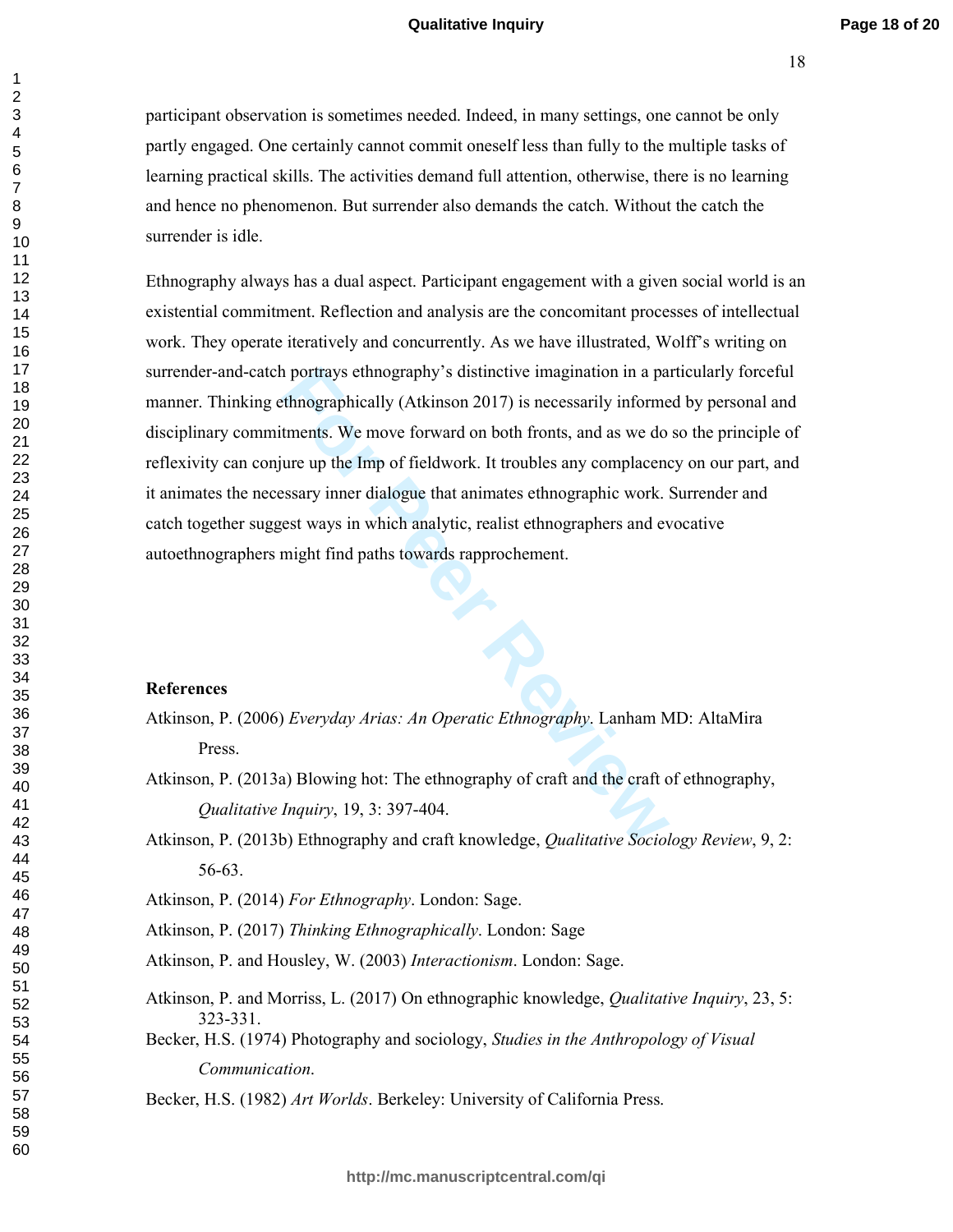participant observation is sometimes needed. Indeed, in many settings, one cannot be only partly engaged. One certainly cannot commit oneself less than fully to the multiple tasks of learning practical skills. The activities demand full attention, otherwise, there is no learning and hence no phenomenon. But surrender also demands the catch. Without the catch the surrender is idle.

Ethnography always has a dual aspect. Participant engagement with a given social world is an existential commitment. Reflection and analysis are the concomitant processes of intellectual work. They operate iteratively and concurrently. As we have illustrated, Wolff's writing on surrender-and-catch portrays ethnography's distinctive imagination in a particularly forceful manner. Thinking ethnographically (Atkinson 2017) is necessarily informed by personal and disciplinary commitments. We move forward on both fronts, and as we do so the principle of reflexivity can conjure up the Imp of fieldwork. It troubles any complacency on our part, and it animates the necessary inner dialogue that animates ethnographic work. Surrender and catch together suggest ways in which analytic, realist ethnographers and evocative autoethnographers might find paths towards rapprochement.

**References**

Atkinson, P. (2006) *Everyday Arias: An Operatic Ethnography*. Lanham MD: AltaMira Press.

Atkinson, P. (2013a) Blowing hot: The ethnography of craft and the craft of ethnography, *Qualitative Inquiry*, 19, 3: 397-404.

Atkinson, P. (2013b) Ethnography and craft knowledge, *Qualitative Sociology Review*, 9, 2: 56-63.

Atkinson, P. (2014) *For Ethnography*. London: Sage.

Atkinson, P. (2017) *Thinking Ethnographically*. London: Sage

Atkinson, P. and Housley, W. (2003) *Interactionism*. London: Sage.

Atkinson, P. and Morriss, L. (2017) On ethnographic knowledge, *Qualitative Inquiry*, 23, 5: 323-331.

Becker, H.S. (1974) Photography and sociology, *Studies in the Anthropology of Visual Communication*.

Becker, H.S. (1982) *Art Worlds*. Berkeley: University of California Press.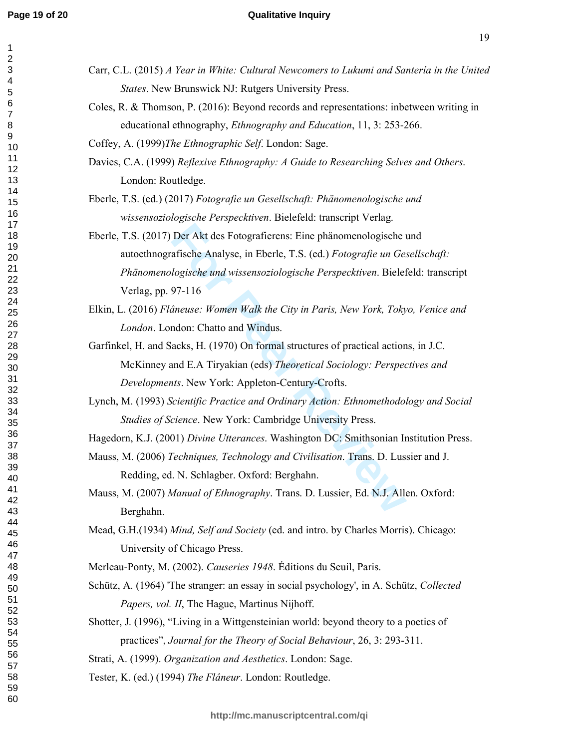Carr, C.L. (2015) *A Year in White: Cultural Newcomers to Lukumi and Santería in the United States*. New Brunswick NJ: Rutgers University Press.

Coles, R. & Thomson, P. (2016): Beyond records and representations: inbetween writing in educational ethnography, *Ethnography and Education*, 11, 3: 253-266.

Coffey, A. (1999)*The Ethnographic Self*. London: Sage.

Davies, C.A. (1999) *Reflexive Ethnography: A Guide to Researching Selves and Others*. London: Routledge.

Eberle, T.S. (ed.) (2017) *Fotografie un Gesellschaft: Phänomenologische und wissensoziologische Perspecktiven*. Bielefeld: transcript Verlag.

Eberle, T.S. (2017) Der Akt des Fotografierens: Eine phänomenologische und autoethnografische Analyse, in Eberle, T.S. (ed.) *Fotografie un Gesellschaft: Phänomenologische und wissensoziologische Perspecktiven*. Bielefeld: transcript Verlag, pp. 97-116

Elkin, L. (2016) *Flâneuse: Women Walk the City in Paris, New York, Tokyo, Venice and London*. London: Chatto and Windus.

Garfinkel, H. and Sacks, H. (1970) On formal structures of practical actions, in J.C. McKinney and E.A Tiryakian (eds) *Theoretical Sociology: Perspectives and Developments*. New York: Appleton-Century-Crofts.

Lynch, M. (1993) *Scientific Practice and Ordinary Action: Ethnomethodology and Social Studies of Science*. New York: Cambridge University Press.

Hagedorn, K.J. (2001) *Divine Utterances*. Washington DC: Smithsonian Institution Press.

Mauss, M. (2006) *Techniques, Technology and Civilisation*. Trans. D. Lussier and J. Redding, ed. N. Schlagber. Oxford: Berghahn.

Mauss, M. (2007) *Manual of Ethnography*. Trans. D. Lussier, Ed. N.J. Allen. Oxford: Berghahn.

Mead, G.H.(1934) *Mind, Self and Society* (ed. and intro. by Charles Morris). Chicago: University of Chicago Press.

Merleau-Ponty, M. (2002). *Causeries 1948*. Éditions du Seuil, Paris.

Schütz, A. (1964) 'The stranger: an essay in social psychology', in A. Schütz, *Collected Papers, vol. II*, The Hague, Martinus Nijhoff.

Shotter, J. (1996), "Living in a Wittgensteinian world: beyond theory to a poetics of practices", *Journal for the Theory of Social Behaviour*, 26, 3: 293-311.

Strati, A. (1999). *Organization and Aesthetics*. London: Sage.

Tester, K. (ed.) (1994) *The Flâneur*. London: Routledge.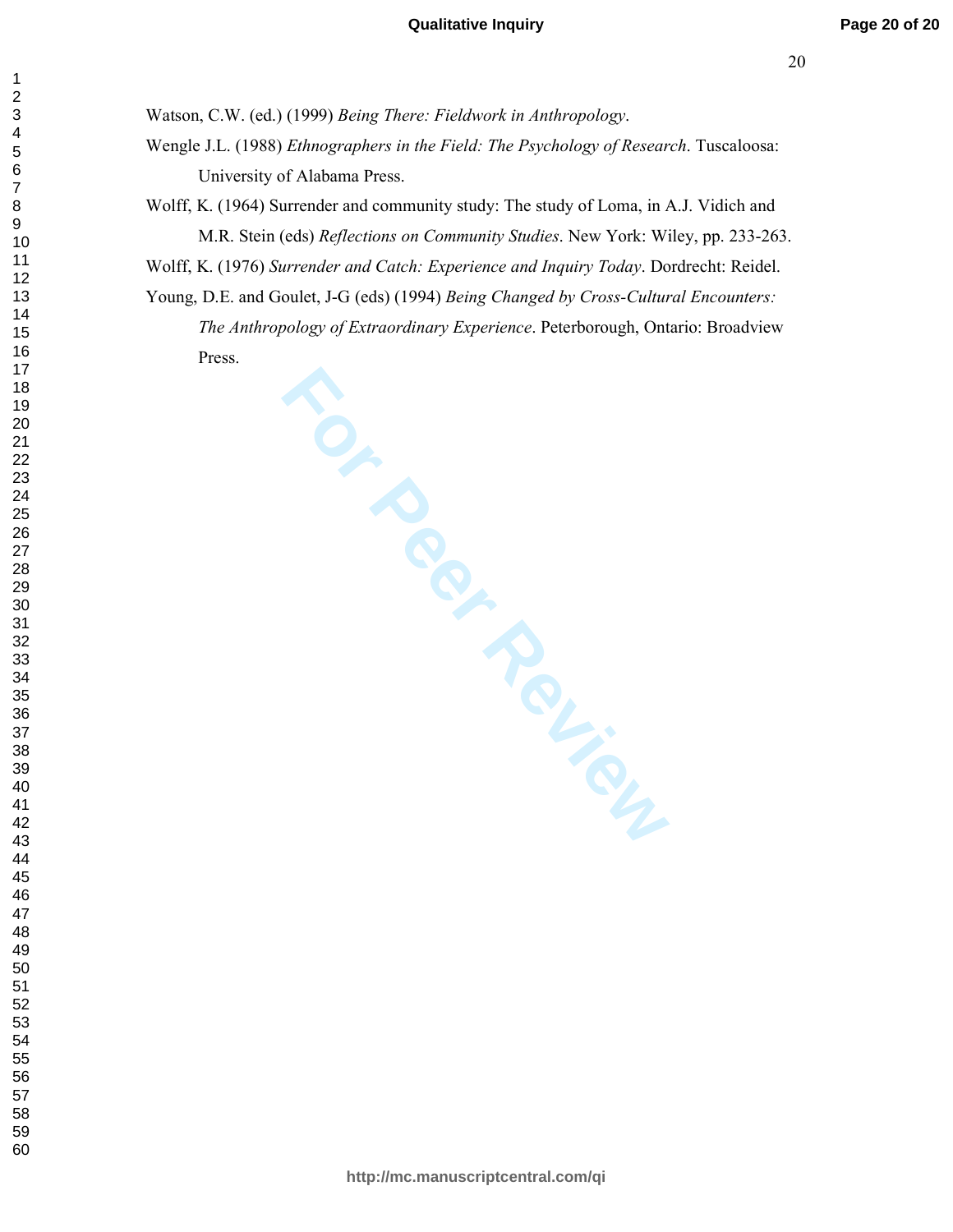Watson, C.W. (ed.) (1999) *Being There: Fieldwork in Anthropology*.

Wengle J.L. (1988) *Ethnographers in the Field: The Psychology of Research*. Tuscaloosa: University of Alabama Press.

Wolff, K. (1964) Surrender and community study: The study of Loma, in A.J. Vidich and M.R. Stein (eds) *Reflections on Community Studies*. New York: Wiley, pp. 233-263.

Wolff, K. (1976) *Surrender and Catch: Experience and Inquiry Today*. Dordrecht: Reidel.

Young, D.E. and Goulet, J-G (eds) (1994) *Being Changed by Cross-Cultural Encounters: The Anthropology of Extraordinary Experience*. Peterborough, Ontario: Broadview Press.